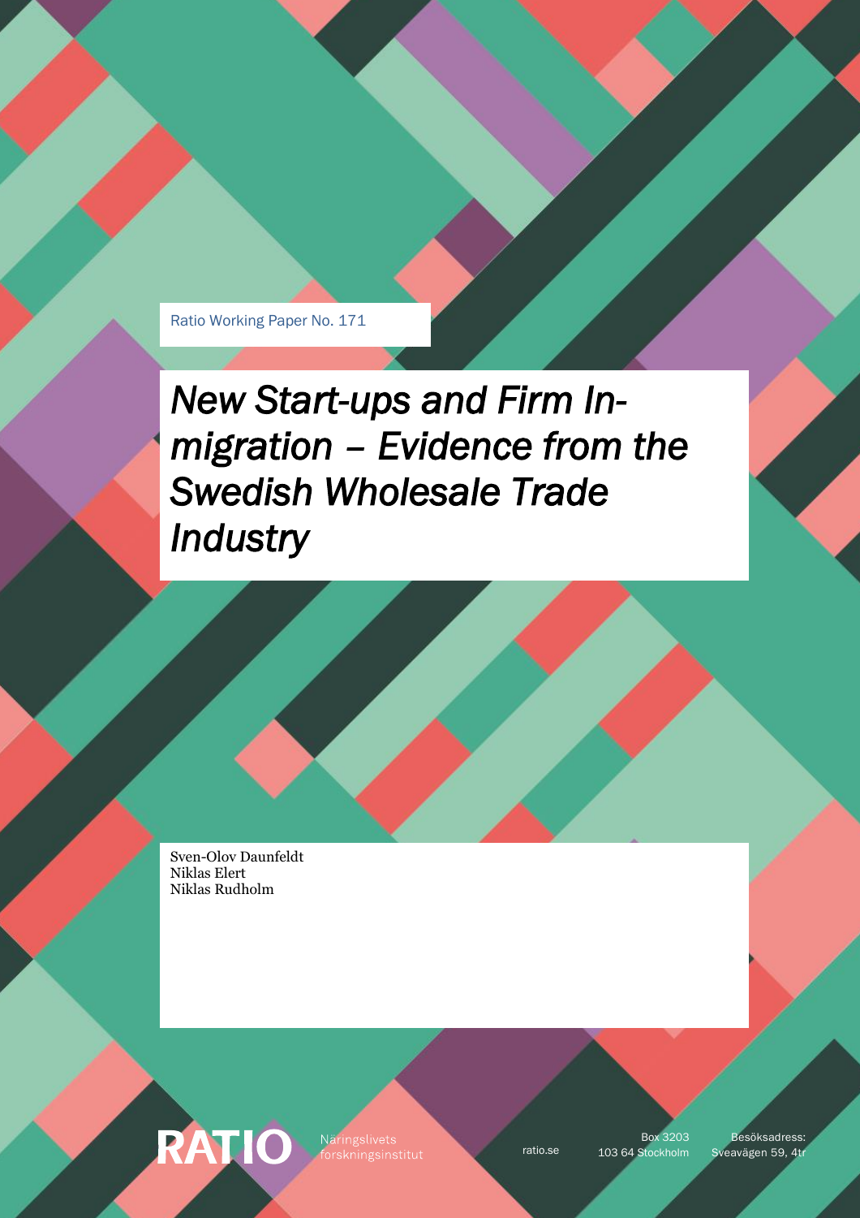Ratio Working Paper No. 171

# *New Start-ups and Firm In-migration – Evidence from the Swedish Wholesale Trade Industry*

Sven-Olov Daunfeldt
Niklas Elert
Niklas Rudholm

RATIO Näringslivets forskningsinstitut

ratio.se

Box 3203
103 64 Stockholm

Besöksadress:
Sveavägen 59, 4tr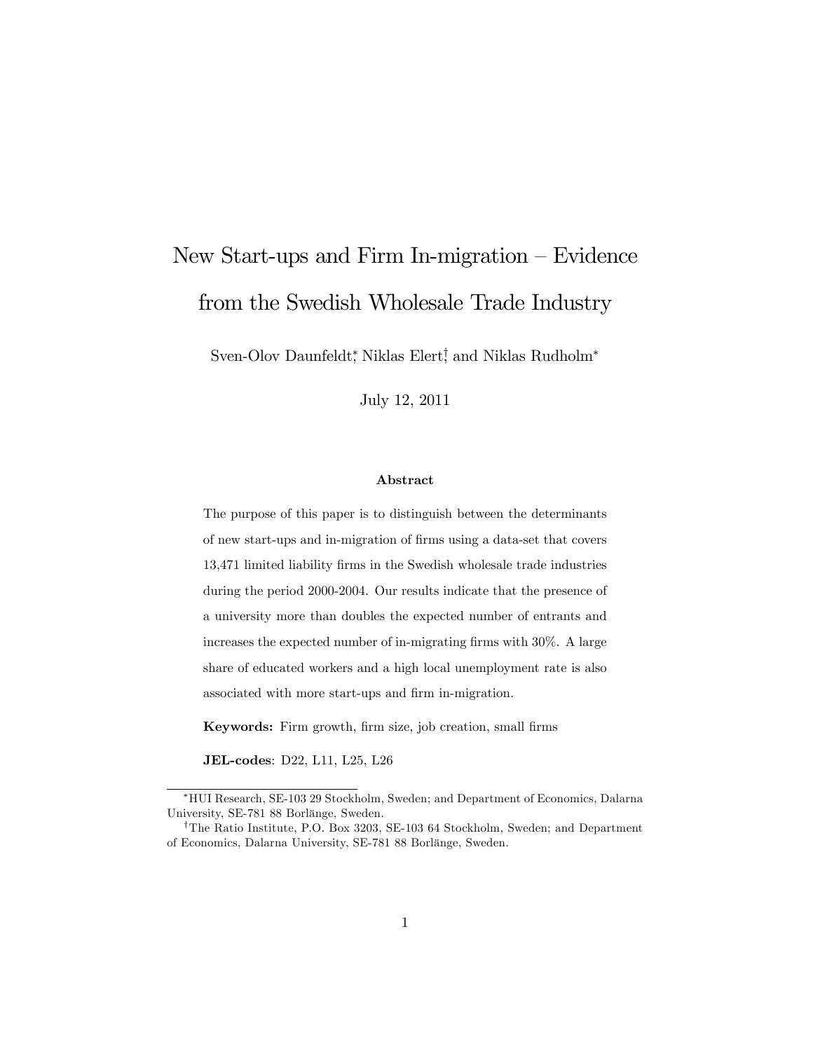# New Start-ups and Firm In-migration – Evidence from the Swedish Wholesale Trade Industry

Sven-Olov Daunfeldt[*], Niklas Elert[†], and Niklas Rudholm[*]

July 12, 2011

**Abstract**

The purpose of this paper is to distinguish between the determinants of new start-ups and in-migration of firms using a data-set that covers 13,471 limited liability firms in the Swedish wholesale trade industries during the period 2000-2004. Our results indicate that the presence of a university more than doubles the expected number of entrants and increases the expected number of in-migrating firms with 30%. A large share of educated workers and a high local unemployment rate is also associated with more start-ups and firm in-migration.

**Keywords:** Firm growth, firm size, job creation, small firms

**JEL-codes**: D22, L11, L25, L26

---

[*] HUI Research, SE-103 29 Stockholm, Sweden; and Department of Economics, Dalarna University, SE-781 88 Borlänge, Sweden.

[†] The Ratio Institute, P.O. Box 3203, SE-103 64 Stockholm, Sweden; and Department of Economics, Dalarna University, SE-781 88 Borlänge, Sweden.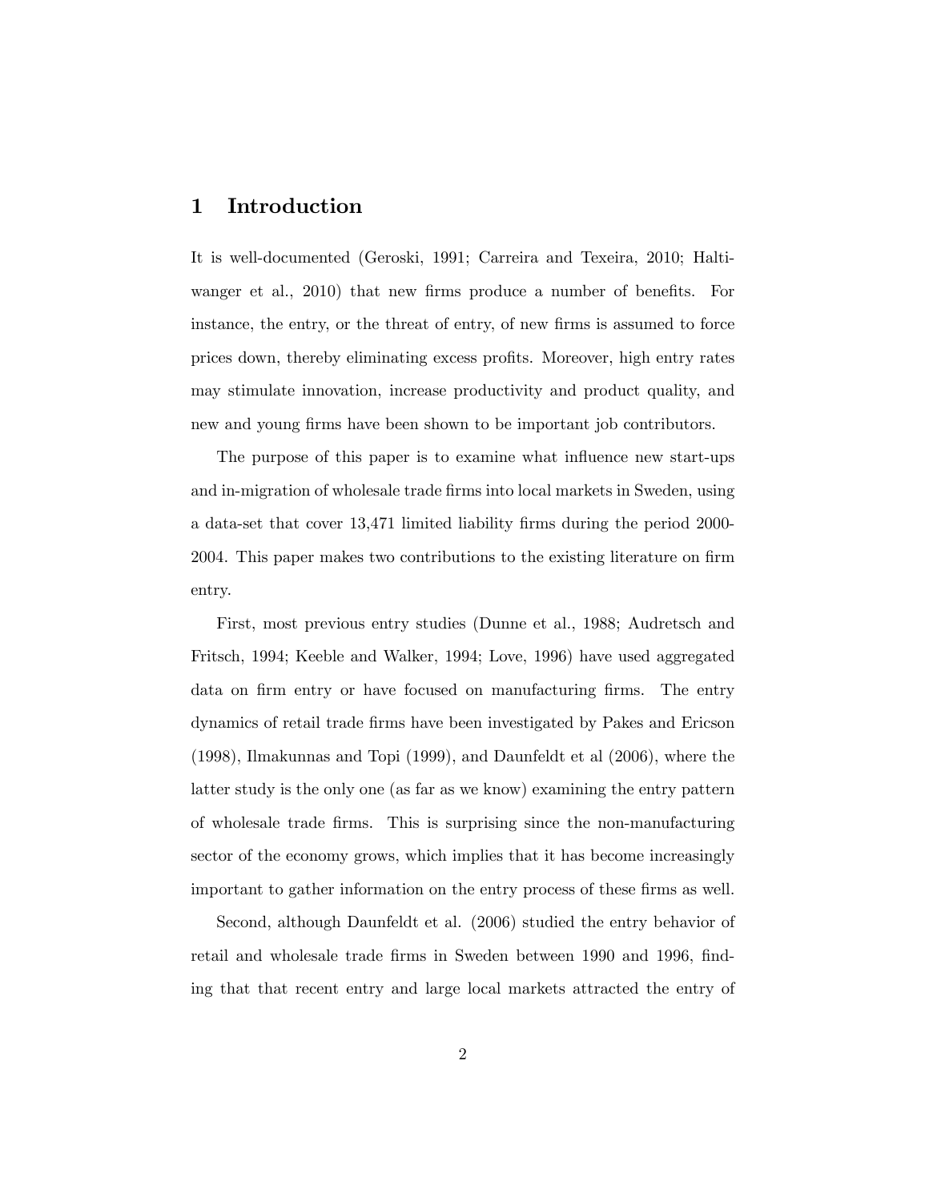# 1 Introduction

It is well-documented (Geroski, 1991; Carreira and Texeira, 2010; Haltiwanger et al., 2010) that new firms produce a number of benefits. For instance, the entry, or the threat of entry, of new firms is assumed to force prices down, thereby eliminating excess profits. Moreover, high entry rates may stimulate innovation, increase productivity and product quality, and new and young firms have been shown to be important job contributors.

The purpose of this paper is to examine what influence new start-ups and in-migration of wholesale trade firms into local markets in Sweden, using a data-set that cover 13,471 limited liability firms during the period 2000-2004. This paper makes two contributions to the existing literature on firm entry.

First, most previous entry studies (Dunne et al., 1988; Audretsch and Fritsch, 1994; Keeble and Walker, 1994; Love, 1996) have used aggregated data on firm entry or have focused on manufacturing firms. The entry dynamics of retail trade firms have been investigated by Pakes and Ericson (1998), Ilmakunnas and Topi (1999), and Daunfeldt et al (2006), where the latter study is the only one (as far as we know) examining the entry pattern of wholesale trade firms. This is surprising since the non-manufacturing sector of the economy grows, which implies that it has become increasingly important to gather information on the entry process of these firms as well.

Second, although Daunfeldt et al. (2006) studied the entry behavior of retail and wholesale trade firms in Sweden between 1990 and 1996, finding that that recent entry and large local markets attracted the entry of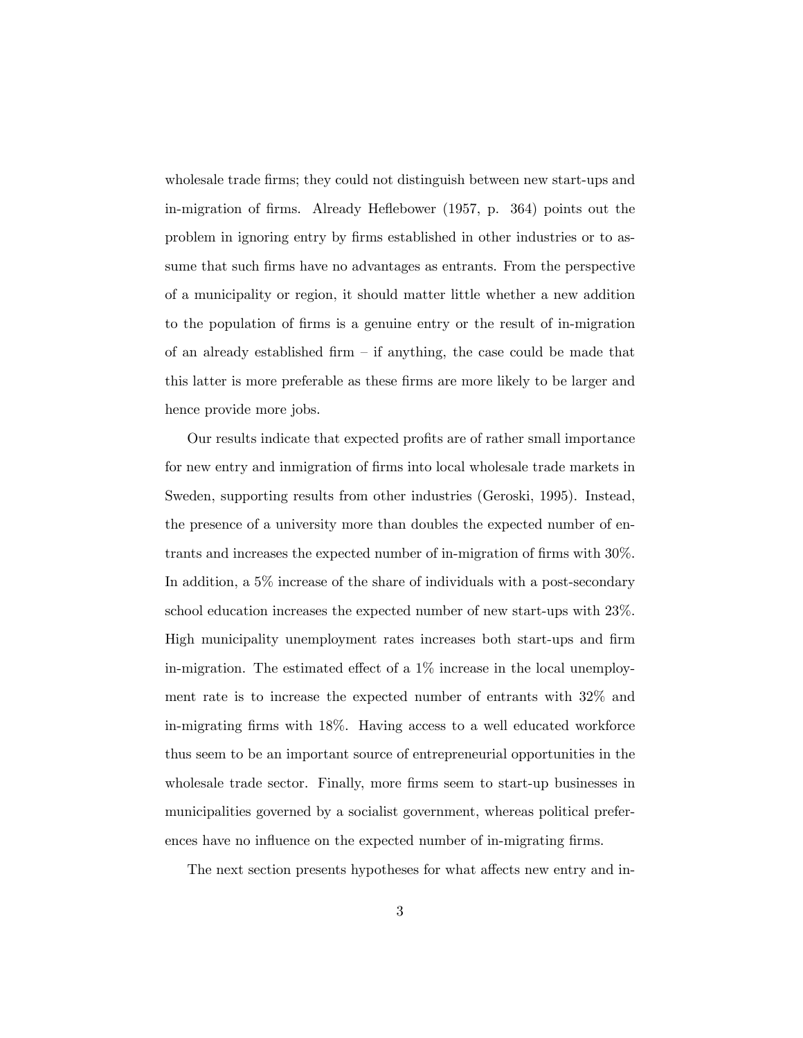wholesale trade firms; they could not distinguish between new start-ups and in-migration of firms. Already Heflebower (1957, p. 364) points out the problem in ignoring entry by firms established in other industries or to assume that such firms have no advantages as entrants. From the perspective of a municipality or region, it should matter little whether a new addition to the population of firms is a genuine entry or the result of in-migration of an already established firm – if anything, the case could be made that this latter is more preferable as these firms are more likely to be larger and hence provide more jobs.

Our results indicate that expected profits are of rather small importance for new entry and inmigration of firms into local wholesale trade markets in Sweden, supporting results from other industries (Geroski, 1995). Instead, the presence of a university more than doubles the expected number of entrants and increases the expected number of in-migration of firms with 30%. In addition, a 5% increase of the share of individuals with a post-secondary school education increases the expected number of new start-ups with 23%. High municipality unemployment rates increases both start-ups and firm in-migration. The estimated effect of a 1% increase in the local unemployment rate is to increase the expected number of entrants with 32% and in-migrating firms with 18%. Having access to a well educated workforce thus seem to be an important source of entrepreneurial opportunities in the wholesale trade sector. Finally, more firms seem to start-up businesses in municipalities governed by a socialist government, whereas political preferences have no influence on the expected number of in-migrating firms.

The next section presents hypotheses for what affects new entry and in-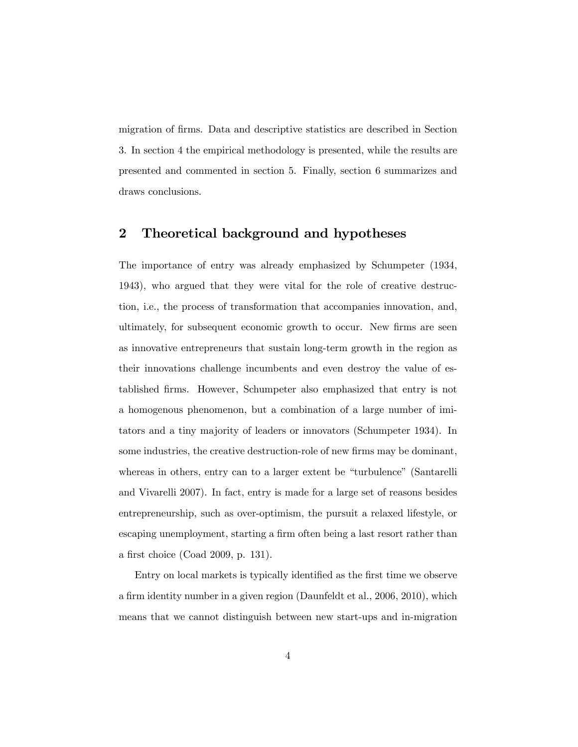migration of firms. Data and descriptive statistics are described in Section 3. In section 4 the empirical methodology is presented, while the results are presented and commented in section 5. Finally, section 6 summarizes and draws conclusions.

## 2 Theoretical background and hypotheses

The importance of entry was already emphasized by Schumpeter (1934, 1943), who argued that they were vital for the role of creative destruction, i.e., the process of transformation that accompanies innovation, and, ultimately, for subsequent economic growth to occur. New firms are seen as innovative entrepreneurs that sustain long-term growth in the region as their innovations challenge incumbents and even destroy the value of established firms. However, Schumpeter also emphasized that entry is not a homogenous phenomenon, but a combination of a large number of imitators and a tiny majority of leaders or innovators (Schumpeter 1934). In some industries, the creative destruction-role of new firms may be dominant, whereas in others, entry can to a larger extent be "turbulence" (Santarelli and Vivarelli 2007). In fact, entry is made for a large set of reasons besides entrepreneurship, such as over-optimism, the pursuit a relaxed lifestyle, or escaping unemployment, starting a firm often being a last resort rather than a first choice (Coad 2009, p. 131).

Entry on local markets is typically identified as the first time we observe a firm identity number in a given region (Daunfeldt et al., 2006, 2010), which means that we cannot distinguish between new start-ups and in-migration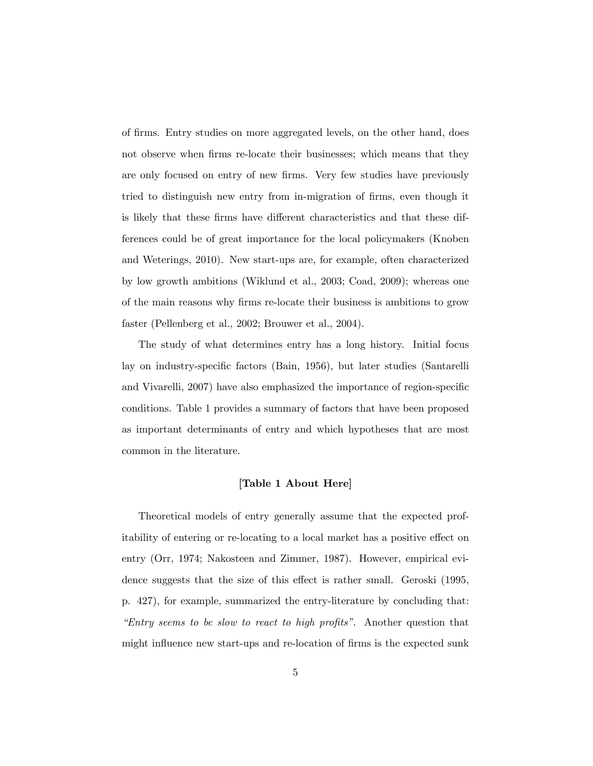of firms. Entry studies on more aggregated levels, on the other hand, does not observe when firms re-locate their businesses; which means that they are only focused on entry of new firms. Very few studies have previously tried to distinguish new entry from in-migration of firms, even though it is likely that these firms have different characteristics and that these differences could be of great importance for the local policymakers (Knoben and Weterings, 2010). New start-ups are, for example, often characterized by low growth ambitions (Wiklund et al., 2003; Coad, 2009); whereas one of the main reasons why firms re-locate their business is ambitions to grow faster (Pellenberg et al., 2002; Brouwer et al., 2004).

The study of what determines entry has a long history. Initial focus lay on industry-specific factors (Bain, 1956), but later studies (Santarelli and Vivarelli, 2007) have also emphasized the importance of region-specific conditions. Table 1 provides a summary of factors that have been proposed as important determinants of entry and which hypotheses that are most common in the literature.

**[Table 1 About Here]**

Theoretical models of entry generally assume that the expected profitability of entering or re-locating to a local market has a positive effect on entry (Orr, 1974; Nakosteen and Zimmer, 1987). However, empirical evidence suggests that the size of this effect is rather small. Geroski (1995, p. 427), for example, summarized the entry-literature by concluding that: *"Entry seems to be slow to react to high profits"*. Another question that might influence new start-ups and re-location of firms is the expected sunk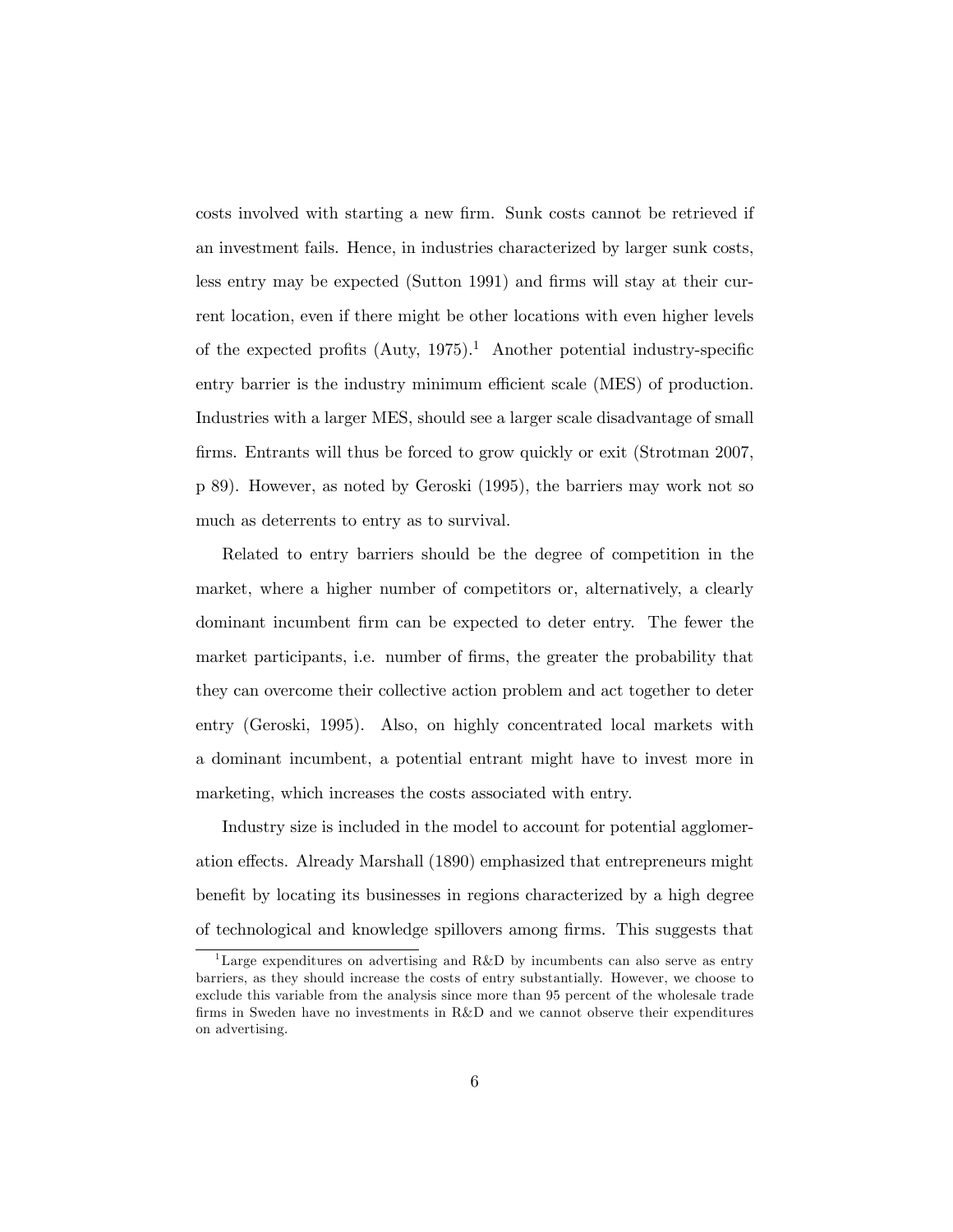costs involved with starting a new firm. Sunk costs cannot be retrieved if an investment fails. Hence, in industries characterized by larger sunk costs, less entry may be expected (Sutton 1991) and firms will stay at their current location, even if there might be other locations with even higher levels of the expected profits (Auty, 1975).[1] Another potential industry-specific entry barrier is the industry minimum efficient scale (MES) of production. Industries with a larger MES, should see a larger scale disadvantage of small firms. Entrants will thus be forced to grow quickly or exit (Strotman 2007, p 89). However, as noted by Geroski (1995), the barriers may work not so much as deterrents to entry as to survival.

Related to entry barriers should be the degree of competition in the market, where a higher number of competitors or, alternatively, a clearly dominant incumbent firm can be expected to deter entry. The fewer the market participants, i.e. number of firms, the greater the probability that they can overcome their collective action problem and act together to deter entry (Geroski, 1995). Also, on highly concentrated local markets with a dominant incumbent, a potential entrant might have to invest more in marketing, which increases the costs associated with entry.

Industry size is included in the model to account for potential agglomeration effects. Already Marshall (1890) emphasized that entrepreneurs might benefit by locating its businesses in regions characterized by a high degree of technological and knowledge spillovers among firms. This suggests that

[1] Large expenditures on advertising and R&D by incumbents can also serve as entry barriers, as they should increase the costs of entry substantially. However, we choose to exclude this variable from the analysis since more than 95 percent of the wholesale trade firms in Sweden have no investments in R&D and we cannot observe their expenditures on advertising.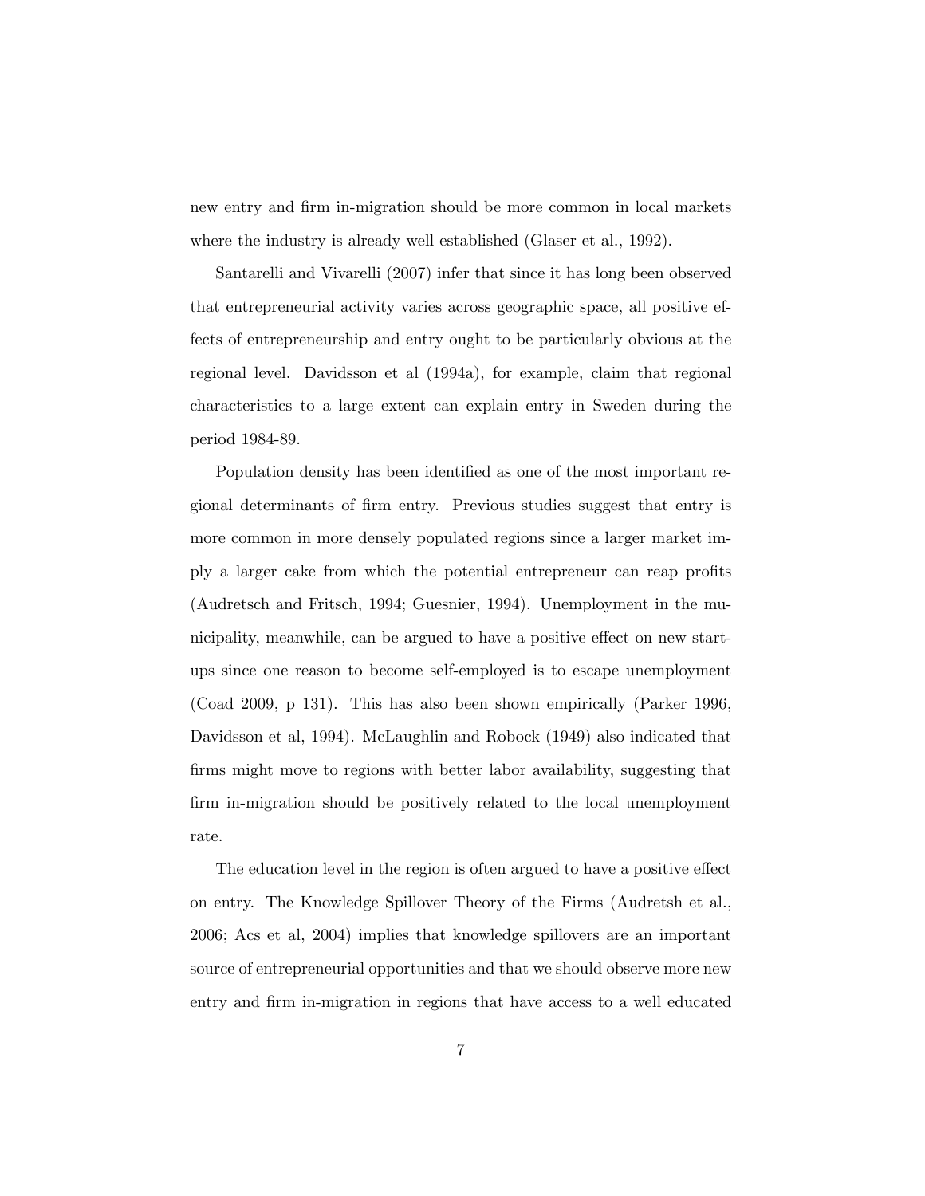new entry and firm in-migration should be more common in local markets where the industry is already well established (Glaser et al., 1992).

Santarelli and Vivarelli (2007) infer that since it has long been observed that entrepreneurial activity varies across geographic space, all positive effects of entrepreneurship and entry ought to be particularly obvious at the regional level. Davidsson et al (1994a), for example, claim that regional characteristics to a large extent can explain entry in Sweden during the period 1984-89.

Population density has been identified as one of the most important regional determinants of firm entry. Previous studies suggest that entry is more common in more densely populated regions since a larger market imply a larger cake from which the potential entrepreneur can reap profits (Audretsch and Fritsch, 1994; Guesnier, 1994). Unemployment in the municipality, meanwhile, can be argued to have a positive effect on new start-ups since one reason to become self-employed is to escape unemployment (Coad 2009, p 131). This has also been shown empirically (Parker 1996, Davidsson et al, 1994). McLaughlin and Robock (1949) also indicated that firms might move to regions with better labor availability, suggesting that firm in-migration should be positively related to the local unemployment rate.

The education level in the region is often argued to have a positive effect on entry. The Knowledge Spillover Theory of the Firms (Audretsh et al., 2006; Acs et al, 2004) implies that knowledge spillovers are an important source of entrepreneurial opportunities and that we should observe more new entry and firm in-migration in regions that have access to a well educated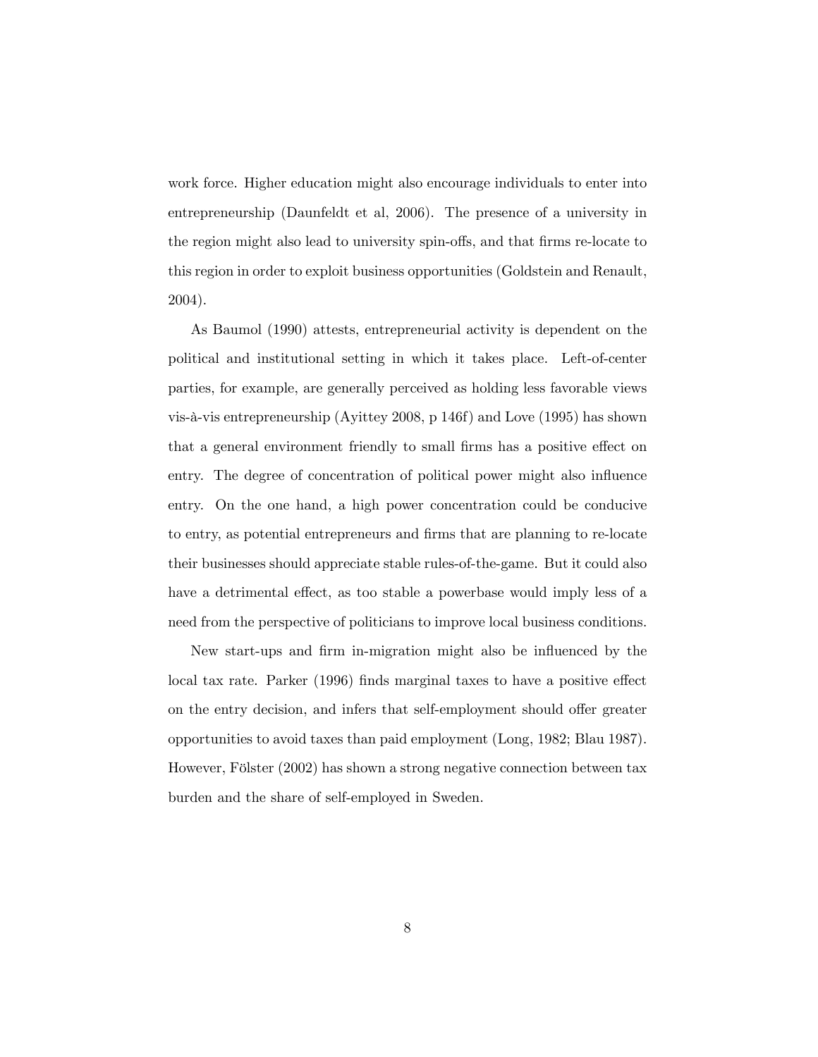work force. Higher education might also encourage individuals to enter into entrepreneurship (Daunfeldt et al, 2006). The presence of a university in the region might also lead to university spin-offs, and that firms re-locate to this region in order to exploit business opportunities (Goldstein and Renault, 2004).

As Baumol (1990) attests, entrepreneurial activity is dependent on the political and institutional setting in which it takes place. Left-of-center parties, for example, are generally perceived as holding less favorable views vis-à-vis entrepreneurship (Ayittey 2008, p 146f) and Love (1995) has shown that a general environment friendly to small firms has a positive effect on entry. The degree of concentration of political power might also influence entry. On the one hand, a high power concentration could be conducive to entry, as potential entrepreneurs and firms that are planning to re-locate their businesses should appreciate stable rules-of-the-game. But it could also have a detrimental effect, as too stable a powerbase would imply less of a need from the perspective of politicians to improve local business conditions.

New start-ups and firm in-migration might also be influenced by the local tax rate. Parker (1996) finds marginal taxes to have a positive effect on the entry decision, and infers that self-employment should offer greater opportunities to avoid taxes than paid employment (Long, 1982; Blau 1987). However, Fölster (2002) has shown a strong negative connection between tax burden and the share of self-employed in Sweden.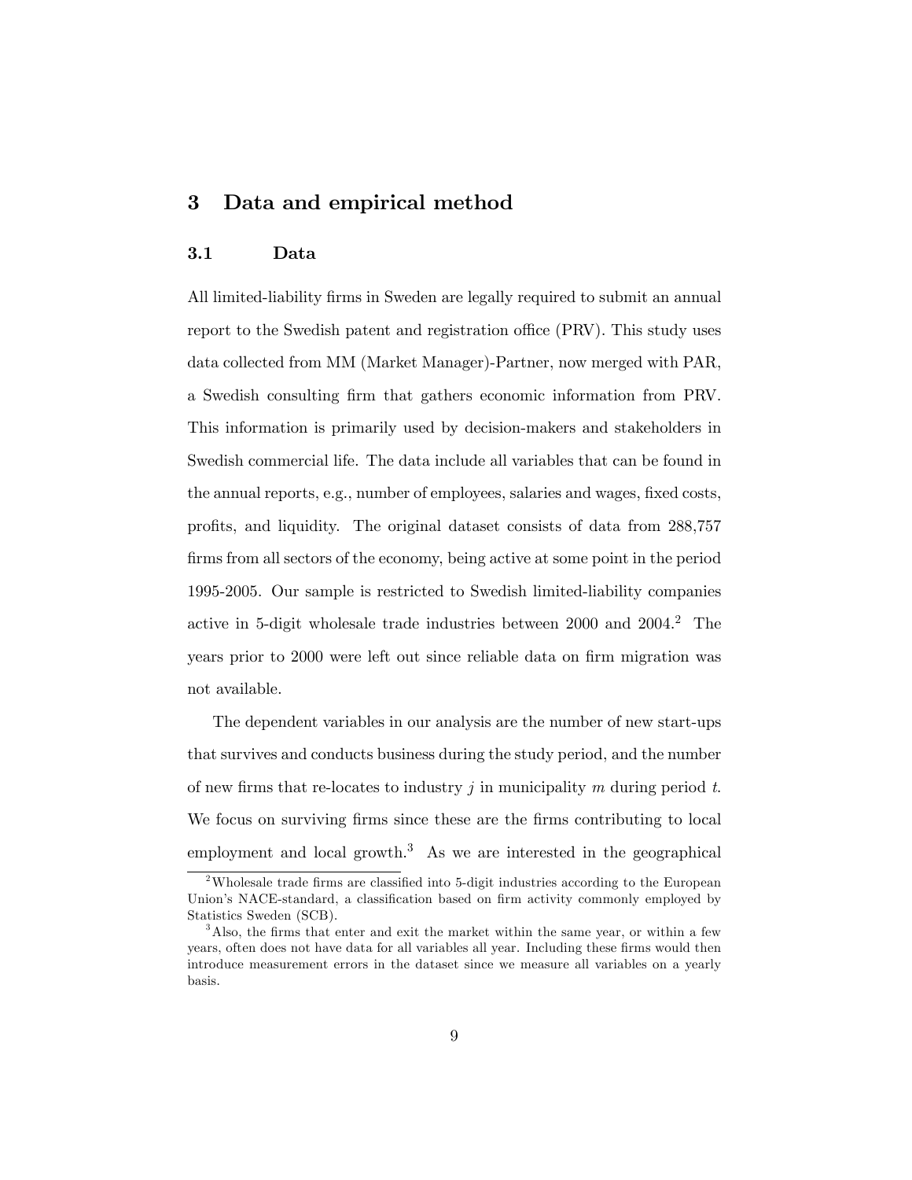## 3 Data and empirical method

### 3.1 Data

All limited-liability firms in Sweden are legally required to submit an annual report to the Swedish patent and registration office (PRV). This study uses data collected from MM (Market Manager)-Partner, now merged with PAR, a Swedish consulting firm that gathers economic information from PRV. This information is primarily used by decision-makers and stakeholders in Swedish commercial life. The data include all variables that can be found in the annual reports, e.g., number of employees, salaries and wages, fixed costs, profits, and liquidity. The original dataset consists of data from 288,757 firms from all sectors of the economy, being active at some point in the period 1995-2005. Our sample is restricted to Swedish limited-liability companies active in 5-digit wholesale trade industries between 2000 and 2004.[2] The years prior to 2000 were left out since reliable data on firm migration was not available.

The dependent variables in our analysis are the number of new start-ups that survives and conducts business during the study period, and the number of new firms that re-locates to industry $j$ in municipality $m$ during period $t$. We focus on surviving firms since these are the firms contributing to local employment and local growth.[3] As we are interested in the geographical

[2] Wholesale trade firms are classified into 5-digit industries according to the European Union's NACE-standard, a classification based on firm activity commonly employed by Statistics Sweden (SCB).

[3] Also, the firms that enter and exit the market within the same year, or within a few years, often does not have data for all variables all year. Including these firms would then introduce measurement errors in the dataset since we measure all variables on a yearly basis.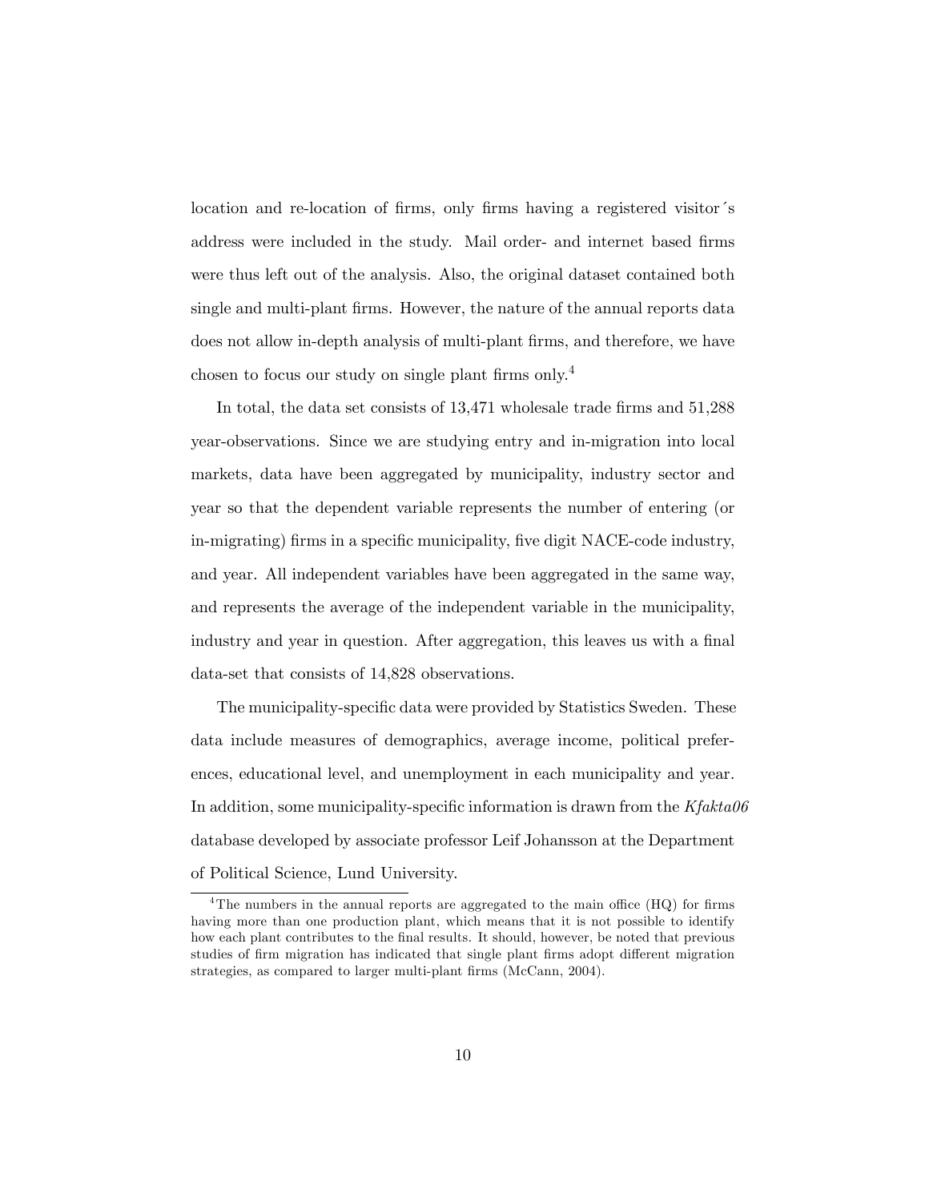location and re-location of firms, only firms having a registered visitor´s address were included in the study. Mail order- and internet based firms were thus left out of the analysis. Also, the original dataset contained both single and multi-plant firms. However, the nature of the annual reports data does not allow in-depth analysis of multi-plant firms, and therefore, we have chosen to focus our study on single plant firms only.[4]

In total, the data set consists of 13,471 wholesale trade firms and 51,288 year-observations. Since we are studying entry and in-migration into local markets, data have been aggregated by municipality, industry sector and year so that the dependent variable represents the number of entering (or in-migrating) firms in a specific municipality, five digit NACE-code industry, and year. All independent variables have been aggregated in the same way, and represents the average of the independent variable in the municipality, industry and year in question. After aggregation, this leaves us with a final data-set that consists of 14,828 observations.

The municipality-specific data were provided by Statistics Sweden. These data include measures of demographics, average income, political preferences, educational level, and unemployment in each municipality and year. In addition, some municipality-specific information is drawn from the *Kfakta06* database developed by associate professor Leif Johansson at the Department of Political Science, Lund University.

[4]The numbers in the annual reports are aggregated to the main office (HQ) for firms having more than one production plant, which means that it is not possible to identify how each plant contributes to the final results. It should, however, be noted that previous studies of firm migration has indicated that single plant firms adopt different migration strategies, as compared to larger multi-plant firms (McCann, 2004).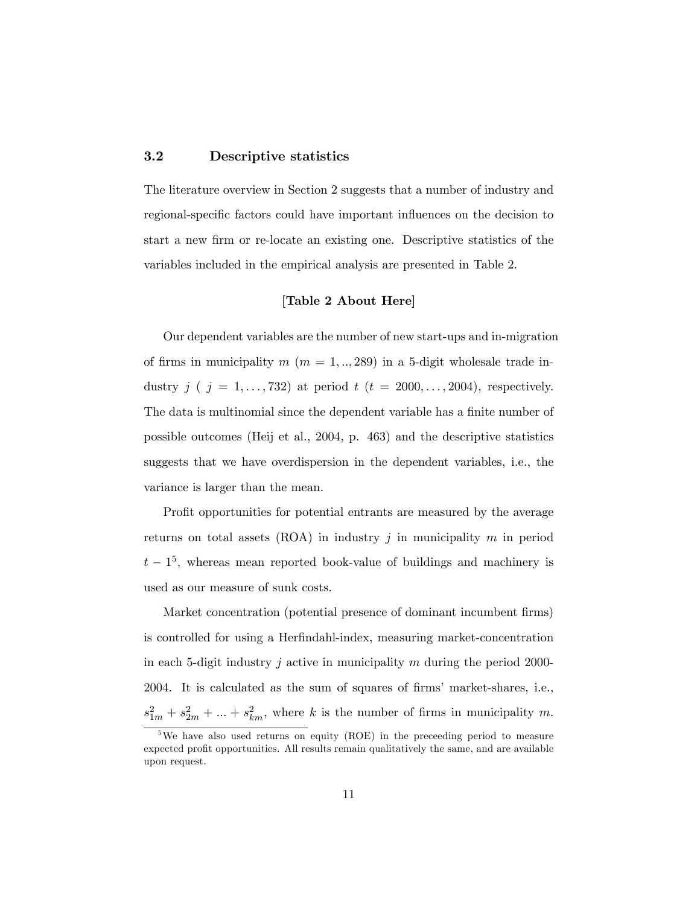### 3.2 Descriptive statistics

The literature overview in Section 2 suggests that a number of industry and regional-specific factors could have important influences on the decision to start a new firm or re-locate an existing one. Descriptive statistics of the variables included in the empirical analysis are presented in Table 2.

**[Table 2 About Here]**

Our dependent variables are the number of new start-ups and in-migration of firms in municipality $m$ ($m = 1, .., 289$) in a 5-digit wholesale trade industry $j$ ( $j = 1, \ldots, 732$) at period $t$ ($t = 2000, \ldots, 2004$), respectively. The data is multinomial since the dependent variable has a finite number of possible outcomes (Heij et al., 2004, p. 463) and the descriptive statistics suggests that we have overdispersion in the dependent variables, i.e., the variance is larger than the mean.

Profit opportunities for potential entrants are measured by the average returns on total assets (ROA) in industry $j$ in municipality $m$ in period $t - 1$[5], whereas mean reported book-value of buildings and machinery is used as our measure of sunk costs.

Market concentration (potential presence of dominant incumbent firms) is controlled for using a Herfindahl-index, measuring market-concentration in each 5-digit industry $j$ active in municipality $m$ during the period 2000-2004. It is calculated as the sum of squares of firms' market-shares, i.e., $s_{1m}^2 + s_{2m}^2 + ... + s_{km}^2$, where $k$ is the number of firms in municipality $m$.

[5] We have also used returns on equity (ROE) in the preceeding period to measure expected profit opportunities. All results remain qualitatively the same, and are available upon request.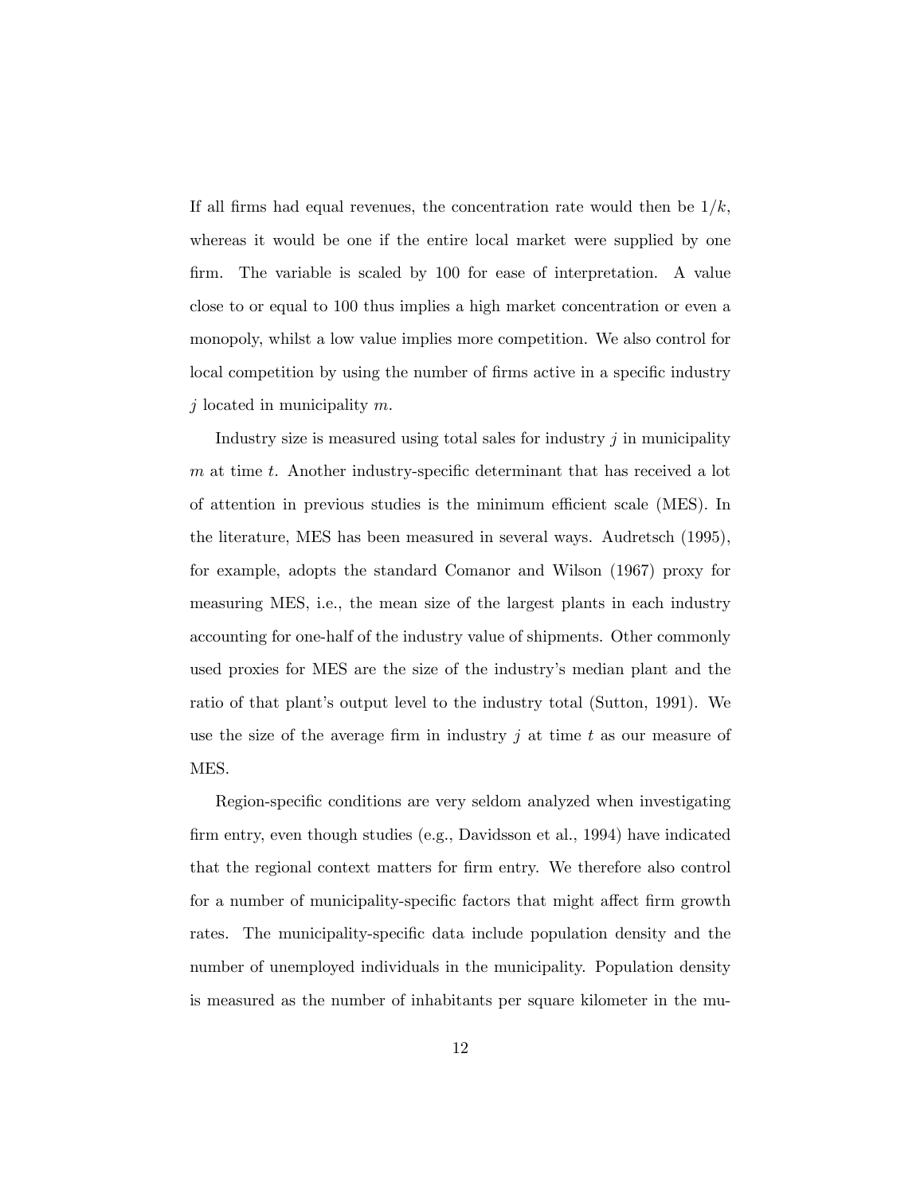If all firms had equal revenues, the concentration rate would then be $1/k$, whereas it would be one if the entire local market were supplied by one firm. The variable is scaled by 100 for ease of interpretation. A value close to or equal to 100 thus implies a high market concentration or even a monopoly, whilst a low value implies more competition. We also control for local competition by using the number of firms active in a specific industry $j$ located in municipality $m$.

Industry size is measured using total sales for industry $j$ in municipality $m$ at time $t$. Another industry-specific determinant that has received a lot of attention in previous studies is the minimum efficient scale (MES). In the literature, MES has been measured in several ways. Audretsch (1995), for example, adopts the standard Comanor and Wilson (1967) proxy for measuring MES, i.e., the mean size of the largest plants in each industry accounting for one-half of the industry value of shipments. Other commonly used proxies for MES are the size of the industry's median plant and the ratio of that plant's output level to the industry total (Sutton, 1991). We use the size of the average firm in industry $j$ at time $t$ as our measure of MES.

Region-specific conditions are very seldom analyzed when investigating firm entry, even though studies (e.g., Davidsson et al., 1994) have indicated that the regional context matters for firm entry. We therefore also control for a number of municipality-specific factors that might affect firm growth rates. The municipality-specific data include population density and the number of unemployed individuals in the municipality. Population density is measured as the number of inhabitants per square kilometer in the mu-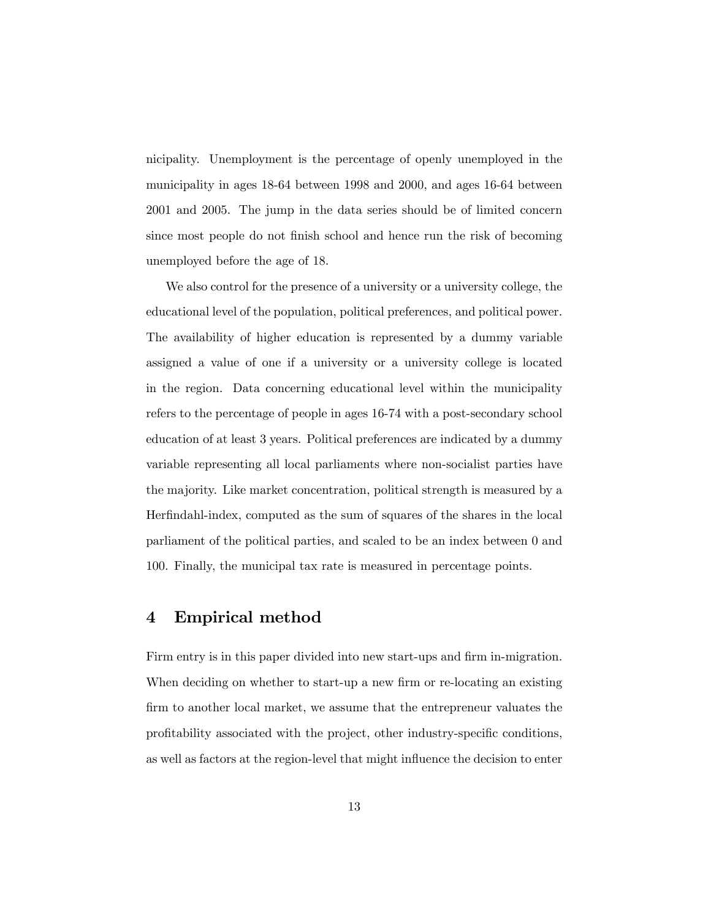nicipality. Unemployment is the percentage of openly unemployed in the municipality in ages 18-64 between 1998 and 2000, and ages 16-64 between 2001 and 2005. The jump in the data series should be of limited concern since most people do not finish school and hence run the risk of becoming unemployed before the age of 18.

We also control for the presence of a university or a university college, the educational level of the population, political preferences, and political power. The availability of higher education is represented by a dummy variable assigned a value of one if a university or a university college is located in the region. Data concerning educational level within the municipality refers to the percentage of people in ages 16-74 with a post-secondary school education of at least 3 years. Political preferences are indicated by a dummy variable representing all local parliaments where non-socialist parties have the majority. Like market concentration, political strength is measured by a Herfindahl-index, computed as the sum of squares of the shares in the local parliament of the political parties, and scaled to be an index between 0 and 100. Finally, the municipal tax rate is measured in percentage points.

## 4 Empirical method

Firm entry is in this paper divided into new start-ups and firm in-migration. When deciding on whether to start-up a new firm or re-locating an existing firm to another local market, we assume that the entrepreneur valuates the profitability associated with the project, other industry-specific conditions, as well as factors at the region-level that might influence the decision to enter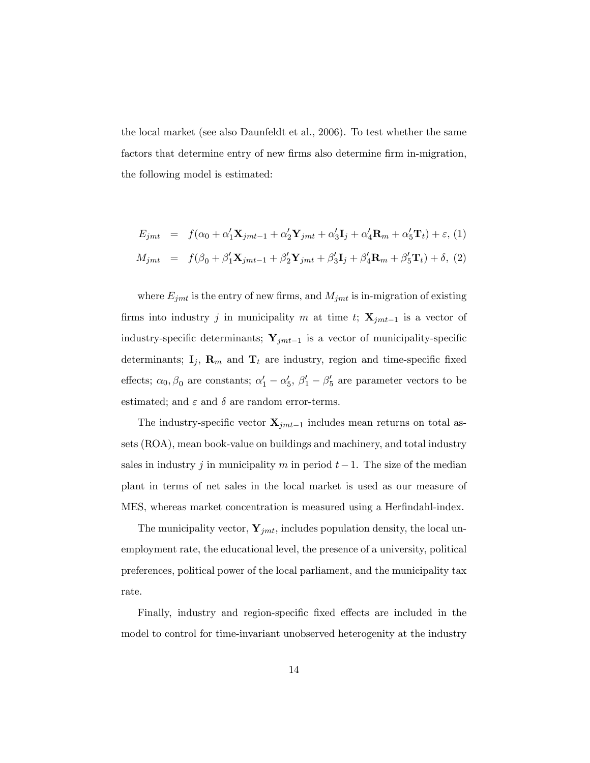the local market (see also Daunfeldt et al., 2006). To test whether the same factors that determine entry of new firms also determine firm in-migration, the following model is estimated:

$$
\begin{aligned}
E_{jmt} &= f(\alpha_0 + \alpha_1' \mathbf{X}_{jmt-1} + \alpha_2' \mathbf{Y}_{jmt} + \alpha_3' \mathbf{I}_j + \alpha_4' \mathbf{R}_m + \alpha_5' \mathbf{T}_t) + \varepsilon, \quad (1) \\
M_{jmt} &= f(\beta_0 + \beta_1' \mathbf{X}_{jmt-1} + \beta_2' \mathbf{Y}_{jmt} + \beta_3' \mathbf{I}_j + \beta_4' \mathbf{R}_m + \beta_5' \mathbf{T}_t) + \delta, \quad (2)
\end{aligned}
$$

where $E_{jmt}$ is the entry of new firms, and $M_{jmt}$ is in-migration of existing firms into industry $j$ in municipality $m$ at time $t$; $\mathbf{X}_{jmt-1}$ is a vector of industry-specific determinants; $\mathbf{Y}_{jmt-1}$ is a vector of municipality-specific determinants; $\mathbf{I}_j$, $\mathbf{R}_m$ and $\mathbf{T}_t$ are industry, region and time-specific fixed effects; $\alpha_0, \beta_0$ are constants; $\alpha_1' - \alpha_5'$, $\beta_1' - \beta_5'$ are parameter vectors to be estimated; and $\varepsilon$ and $\delta$ are random error-terms.

The industry-specific vector $\mathbf{X}_{jmt-1}$ includes mean returns on total assets (ROA), mean book-value on buildings and machinery, and total industry sales in industry $j$ in municipality $m$ in period $t-1$. The size of the median plant in terms of net sales in the local market is used as our measure of MES, whereas market concentration is measured using a Herfindahl-index.

The municipality vector, $\mathbf{Y}_{jmt}$, includes population density, the local unemployment rate, the educational level, the presence of a university, political preferences, political power of the local parliament, and the municipality tax rate.

Finally, industry and region-specific fixed effects are included in the model to control for time-invariant unobserved heterogenity at the industry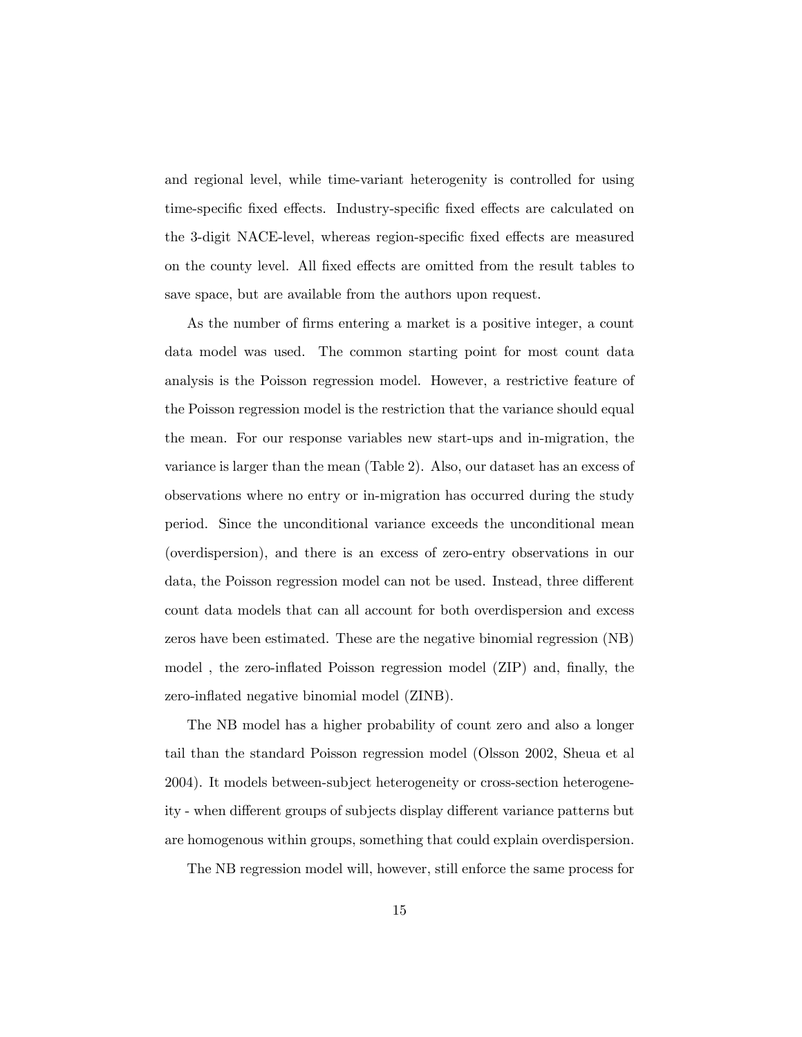and regional level, while time-variant heterogenity is controlled for using time-specific fixed effects. Industry-specific fixed effects are calculated on the 3-digit NACE-level, whereas region-specific fixed effects are measured on the county level. All fixed effects are omitted from the result tables to save space, but are available from the authors upon request.

As the number of firms entering a market is a positive integer, a count data model was used. The common starting point for most count data analysis is the Poisson regression model. However, a restrictive feature of the Poisson regression model is the restriction that the variance should equal the mean. For our response variables new start-ups and in-migration, the variance is larger than the mean (Table 2). Also, our dataset has an excess of observations where no entry or in-migration has occurred during the study period. Since the unconditional variance exceeds the unconditional mean (overdispersion), and there is an excess of zero-entry observations in our data, the Poisson regression model can not be used. Instead, three different count data models that can all account for both overdispersion and excess zeros have been estimated. These are the negative binomial regression (NB) model , the zero-inflated Poisson regression model (ZIP) and, finally, the zero-inflated negative binomial model (ZINB).

The NB model has a higher probability of count zero and also a longer tail than the standard Poisson regression model (Olsson 2002, Sheua et al 2004). It models between-subject heterogeneity or cross-section heterogeneity - when different groups of subjects display different variance patterns but are homogenous within groups, something that could explain overdispersion.

The NB regression model will, however, still enforce the same process for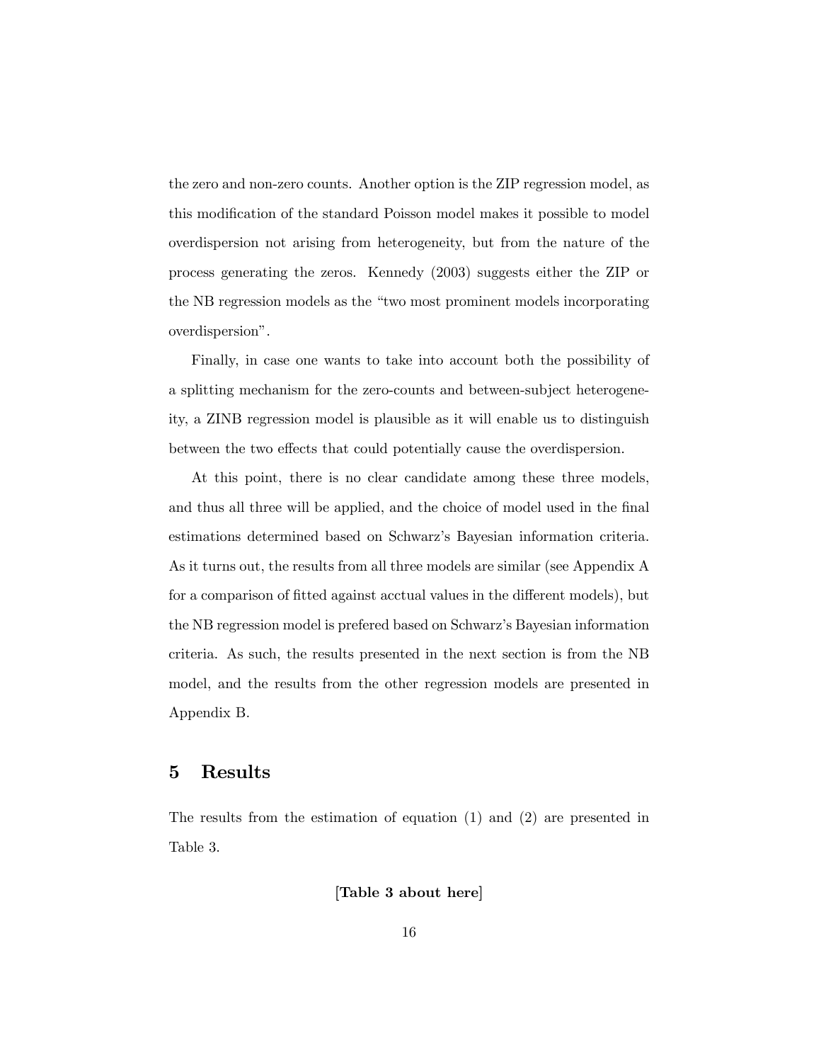the zero and non-zero counts. Another option is the ZIP regression model, as this modification of the standard Poisson model makes it possible to model overdispersion not arising from heterogeneity, but from the nature of the process generating the zeros. Kennedy (2003) suggests either the ZIP or the NB regression models as the "two most prominent models incorporating overdispersion".

Finally, in case one wants to take into account both the possibility of a splitting mechanism for the zero-counts and between-subject heterogeneity, a ZINB regression model is plausible as it will enable us to distinguish between the two effects that could potentially cause the overdispersion.

At this point, there is no clear candidate among these three models, and thus all three will be applied, and the choice of model used in the final estimations determined based on Schwarz's Bayesian information criteria. As it turns out, the results from all three models are similar (see Appendix A for a comparison of fitted against acctual values in the different models), but the NB regression model is prefered based on Schwarz's Bayesian information criteria. As such, the results presented in the next section is from the NB model, and the results from the other regression models are presented in Appendix B.

## 5 Results

The results from the estimation of equation (1) and (2) are presented in Table 3.

**[Table 3 about here]**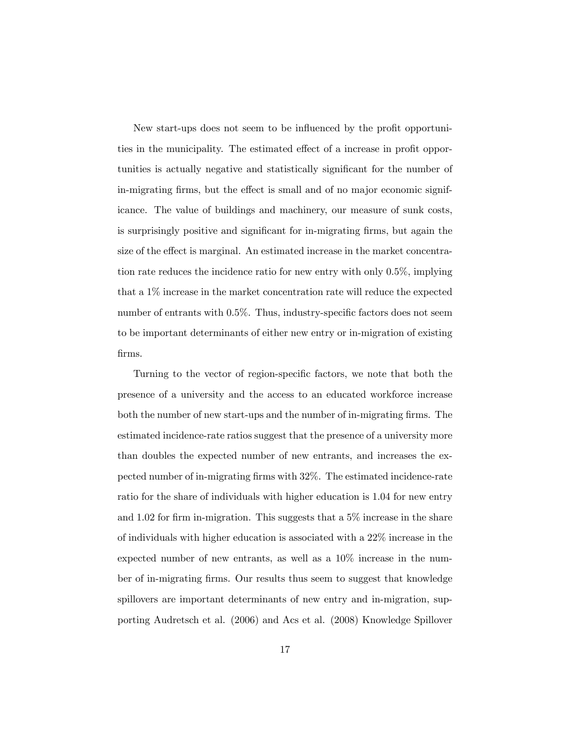New start-ups does not seem to be influenced by the profit opportunities in the municipality. The estimated effect of a increase in profit opportunities is actually negative and statistically significant for the number of in-migrating firms, but the effect is small and of no major economic significance. The value of buildings and machinery, our measure of sunk costs, is surprisingly positive and significant for in-migrating firms, but again the size of the effect is marginal. An estimated increase in the market concentration rate reduces the incidence ratio for new entry with only 0.5%, implying that a 1% increase in the market concentration rate will reduce the expected number of entrants with 0.5%. Thus, industry-specific factors does not seem to be important determinants of either new entry or in-migration of existing firms.

Turning to the vector of region-specific factors, we note that both the presence of a university and the access to an educated workforce increase both the number of new start-ups and the number of in-migrating firms. The estimated incidence-rate ratios suggest that the presence of a university more than doubles the expected number of new entrants, and increases the expected number of in-migrating firms with 32%. The estimated incidence-rate ratio for the share of individuals with higher education is 1.04 for new entry and 1.02 for firm in-migration. This suggests that a 5% increase in the share of individuals with higher education is associated with a 22% increase in the expected number of new entrants, as well as a 10% increase in the number of in-migrating firms. Our results thus seem to suggest that knowledge spillovers are important determinants of new entry and in-migration, supporting Audretsch et al. (2006) and Acs et al. (2008) Knowledge Spillover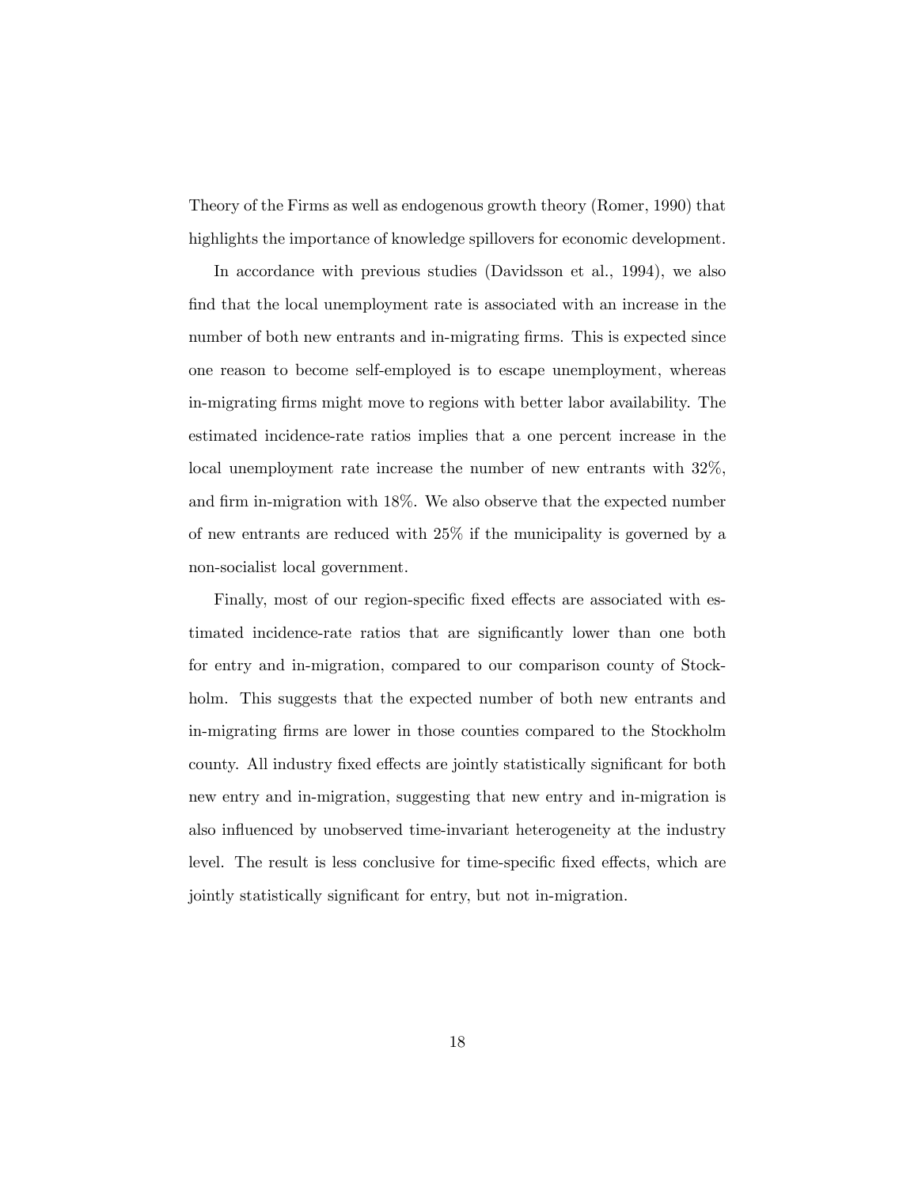Theory of the Firms as well as endogenous growth theory (Romer, 1990) that highlights the importance of knowledge spillovers for economic development.

In accordance with previous studies (Davidsson et al., 1994), we also find that the local unemployment rate is associated with an increase in the number of both new entrants and in-migrating firms. This is expected since one reason to become self-employed is to escape unemployment, whereas in-migrating firms might move to regions with better labor availability. The estimated incidence-rate ratios implies that a one percent increase in the local unemployment rate increase the number of new entrants with 32%, and firm in-migration with 18%. We also observe that the expected number of new entrants are reduced with 25% if the municipality is governed by a non-socialist local government.

Finally, most of our region-specific fixed effects are associated with estimated incidence-rate ratios that are significantly lower than one both for entry and in-migration, compared to our comparison county of Stockholm. This suggests that the expected number of both new entrants and in-migrating firms are lower in those counties compared to the Stockholm county. All industry fixed effects are jointly statistically significant for both new entry and in-migration, suggesting that new entry and in-migration is also influenced by unobserved time-invariant heterogeneity at the industry level. The result is less conclusive for time-specific fixed effects, which are jointly statistically significant for entry, but not in-migration.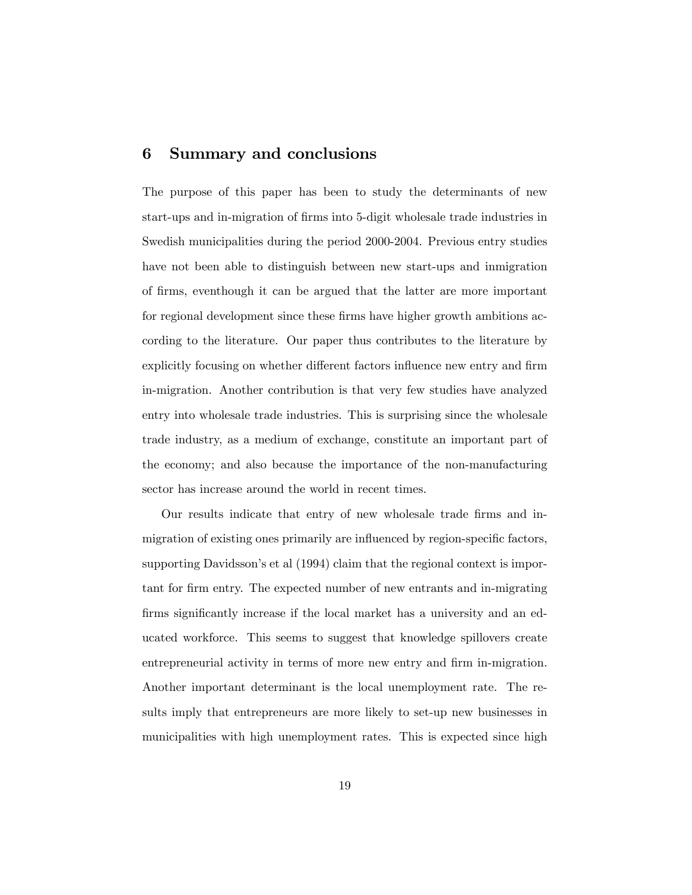## 6 Summary and conclusions

The purpose of this paper has been to study the determinants of new start-ups and in-migration of firms into 5-digit wholesale trade industries in Swedish municipalities during the period 2000-2004. Previous entry studies have not been able to distinguish between new start-ups and inmigration of firms, eventhough it can be argued that the latter are more important for regional development since these firms have higher growth ambitions according to the literature. Our paper thus contributes to the literature by explicitly focusing on whether different factors influence new entry and firm in-migration. Another contribution is that very few studies have analyzed entry into wholesale trade industries. This is surprising since the wholesale trade industry, as a medium of exchange, constitute an important part of the economy; and also because the importance of the non-manufacturing sector has increase around the world in recent times.

Our results indicate that entry of new wholesale trade firms and in-migration of existing ones primarily are influenced by region-specific factors, supporting Davidsson's et al (1994) claim that the regional context is important for firm entry. The expected number of new entrants and in-migrating firms significantly increase if the local market has a university and an educated workforce. This seems to suggest that knowledge spillovers create entrepreneurial activity in terms of more new entry and firm in-migration. Another important determinant is the local unemployment rate. The results imply that entrepreneurs are more likely to set-up new businesses in municipalities with high unemployment rates. This is expected since high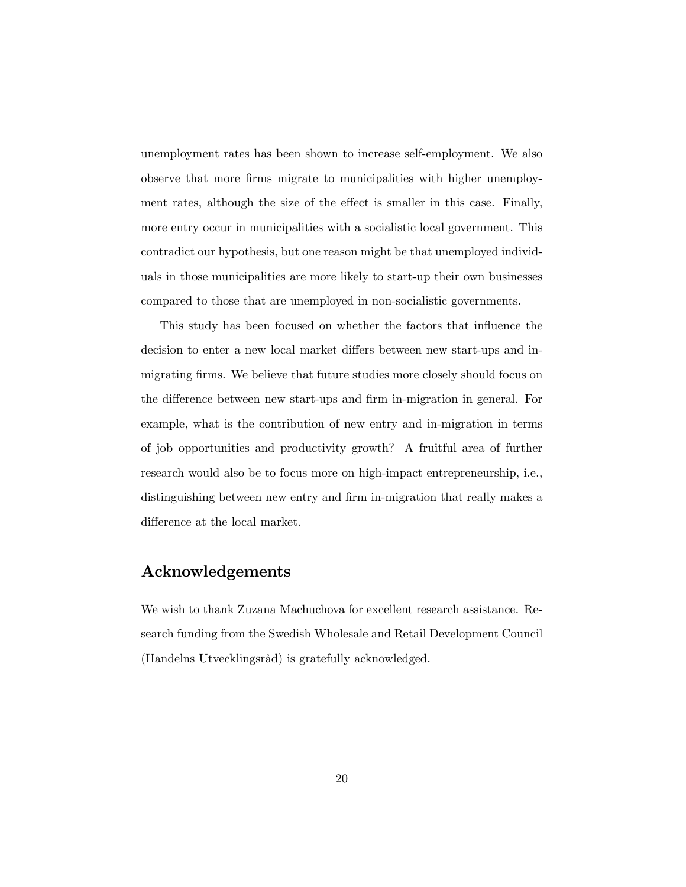unemployment rates has been shown to increase self-employment. We also observe that more firms migrate to municipalities with higher unemployment rates, although the size of the effect is smaller in this case. Finally, more entry occur in municipalities with a socialistic local government. This contradict our hypothesis, but one reason might be that unemployed individuals in those municipalities are more likely to start-up their own businesses compared to those that are unemployed in non-socialistic governments.

This study has been focused on whether the factors that influence the decision to enter a new local market differs between new start-ups and in-migrating firms. We believe that future studies more closely should focus on the difference between new start-ups and firm in-migration in general. For example, what is the contribution of new entry and in-migration in terms of job opportunities and productivity growth? A fruitful area of further research would also be to focus more on high-impact entrepreneurship, i.e., distinguishing between new entry and firm in-migration that really makes a difference at the local market.

## Acknowledgements

We wish to thank Zuzana Machuchova for excellent research assistance. Research funding from the Swedish Wholesale and Retail Development Council (Handelns Utvecklingsråd) is gratefully acknowledged.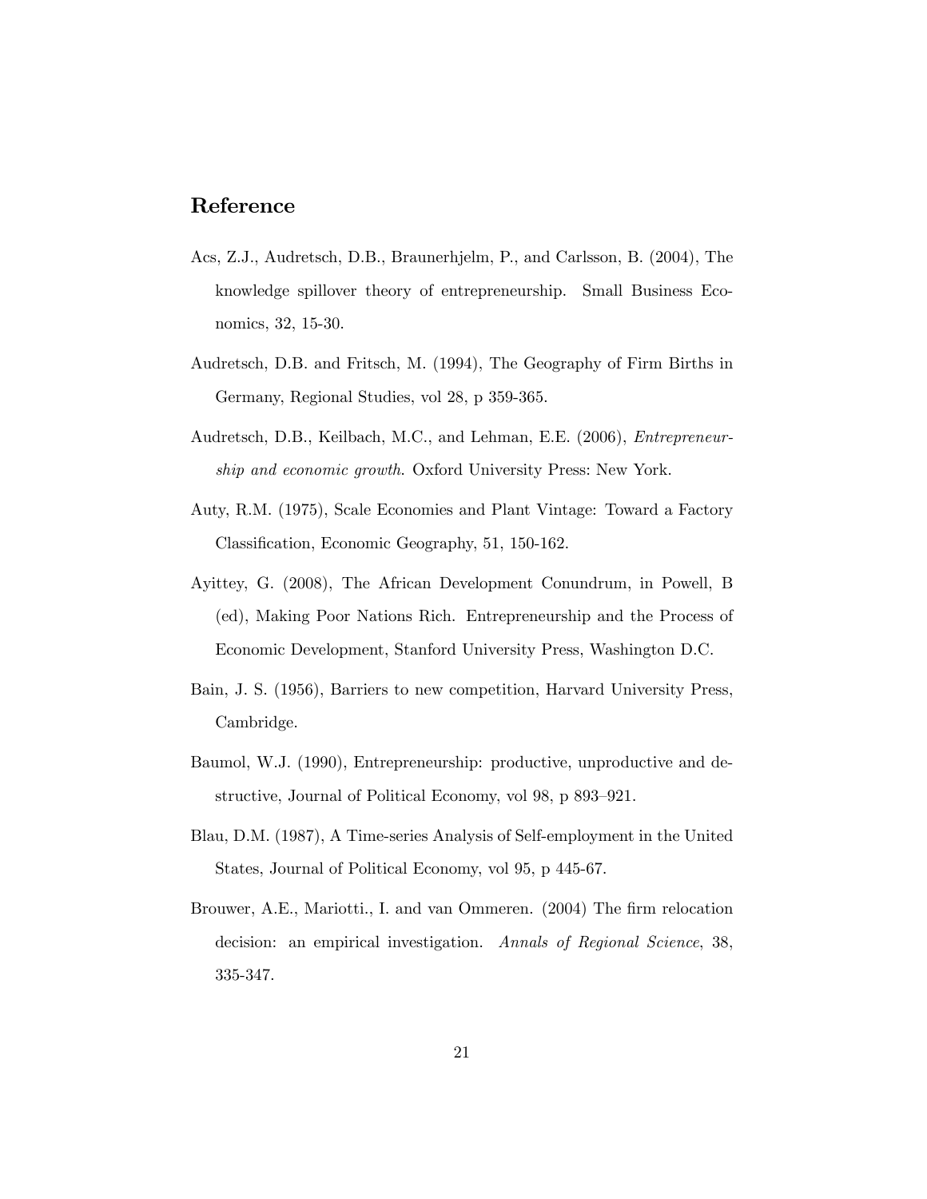## Reference

Acs, Z.J., Audretsch, D.B., Braunerhjelm, P., and Carlsson, B. (2004), The knowledge spillover theory of entrepreneurship. Small Business Economics, 32, 15-30.

Audretsch, D.B. and Fritsch, M. (1994), The Geography of Firm Births in Germany, Regional Studies, vol 28, p 359-365.

Audretsch, D.B., Keilbach, M.C., and Lehman, E.E. (2006), *Entrepreneurship and economic growth*. Oxford University Press: New York.

Auty, R.M. (1975), Scale Economies and Plant Vintage: Toward a Factory Classification, Economic Geography, 51, 150-162.

Ayittey, G. (2008), The African Development Conundrum, in Powell, B (ed), Making Poor Nations Rich. Entrepreneurship and the Process of Economic Development, Stanford University Press, Washington D.C.

Bain, J. S. (1956), Barriers to new competition, Harvard University Press, Cambridge.

Baumol, W.J. (1990), Entrepreneurship: productive, unproductive and destructive, Journal of Political Economy, vol 98, p 893–921.

Blau, D.M. (1987), A Time-series Analysis of Self-employment in the United States, Journal of Political Economy, vol 95, p 445-67.

Brouwer, A.E., Mariotti., I. and van Ommeren. (2004) The firm relocation decision: an empirical investigation. *Annals of Regional Science*, 38, 335-347.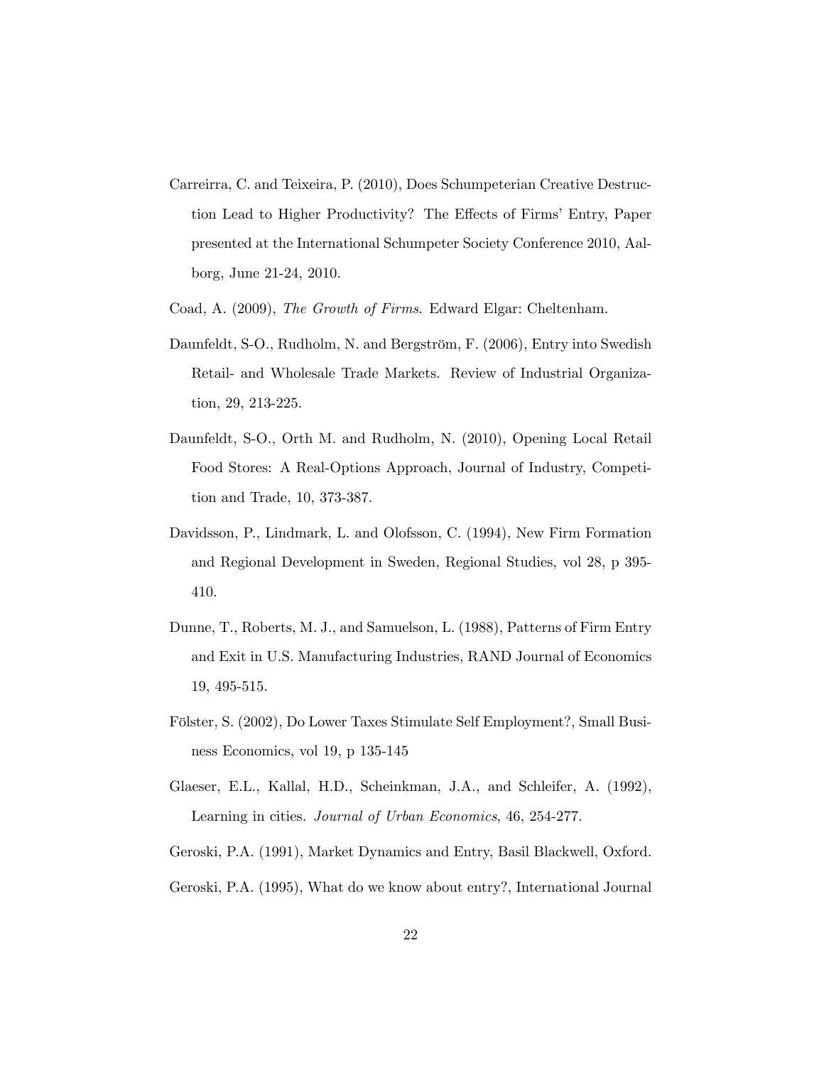Carreirra, C. and Teixeira, P. (2010), Does Schumpeterian Creative Destruction Lead to Higher Productivity? The Effects of Firms' Entry, Paper presented at the International Schumpeter Society Conference 2010, Aalborg, June 21-24, 2010.

Coad, A. (2009), *The Growth of Firms*. Edward Elgar: Cheltenham.

Daunfeldt, S-O., Rudholm, N. and Bergström, F. (2006), Entry into Swedish Retail- and Wholesale Trade Markets. Review of Industrial Organization, 29, 213-225.

Daunfeldt, S-O., Orth M. and Rudholm, N. (2010), Opening Local Retail Food Stores: A Real-Options Approach, Journal of Industry, Competition and Trade, 10, 373-387.

Davidsson, P., Lindmark, L. and Olofsson, C. (1994), New Firm Formation and Regional Development in Sweden, Regional Studies, vol 28, p 395-410.

Dunne, T., Roberts, M. J., and Samuelson, L. (1988), Patterns of Firm Entry and Exit in U.S. Manufacturing Industries, RAND Journal of Economics 19, 495-515.

Fölster, S. (2002), Do Lower Taxes Stimulate Self Employment?, Small Business Economics, vol 19, p 135-145

Glaeser, E.L., Kallal, H.D., Scheinkman, J.A., and Schleifer, A. (1992), Learning in cities. *Journal of Urban Economics*, 46, 254-277.

Geroski, P.A. (1991), Market Dynamics and Entry, Basil Blackwell, Oxford.

Geroski, P.A. (1995), What do we know about entry?, International Journal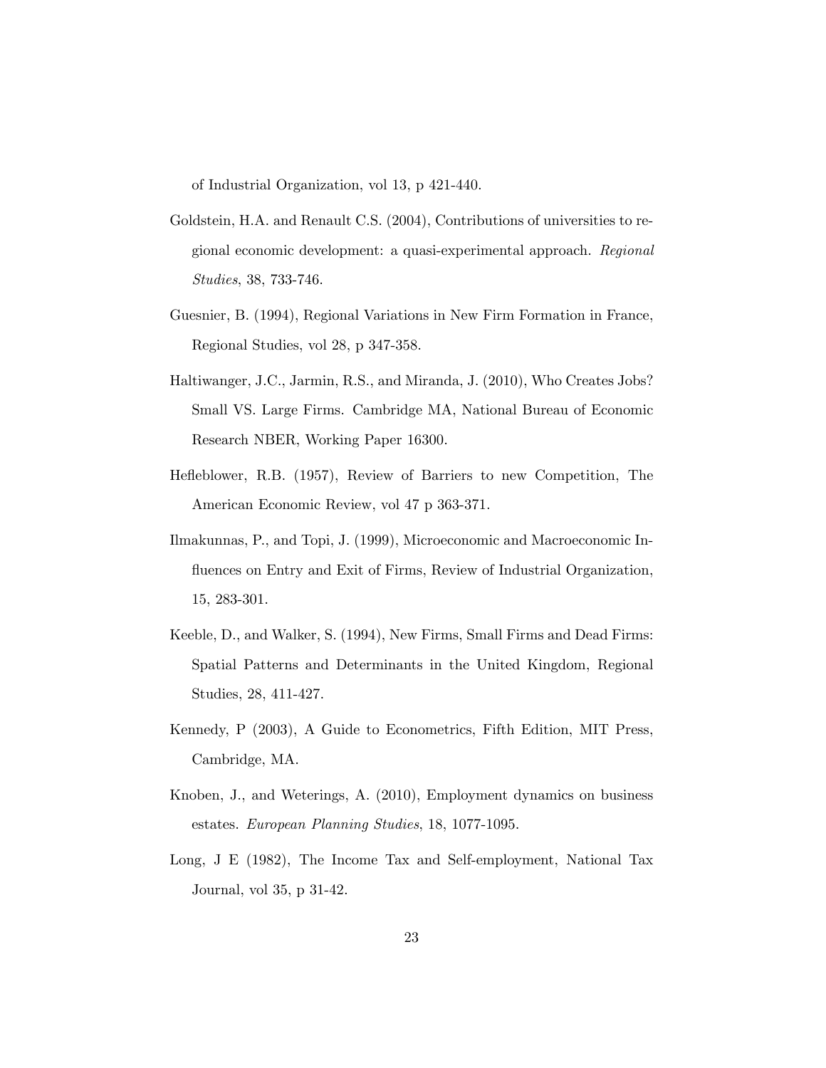of Industrial Organization, vol 13, p 421-440.

Goldstein, H.A. and Renault C.S. (2004), Contributions of universities to regional economic development: a quasi-experimental approach. *Regional Studies*, 38, 733-746.

Guesnier, B. (1994), Regional Variations in New Firm Formation in France, Regional Studies, vol 28, p 347-358.

Haltiwanger, J.C., Jarmin, R.S., and Miranda, J. (2010), Who Creates Jobs? Small VS. Large Firms. Cambridge MA, National Bureau of Economic Research NBER, Working Paper 16300.

Hefleblower, R.B. (1957), Review of Barriers to new Competition, The American Economic Review, vol 47 p 363-371.

Ilmakunnas, P., and Topi, J. (1999), Microeconomic and Macroeconomic Influences on Entry and Exit of Firms, Review of Industrial Organization, 15, 283-301.

Keeble, D., and Walker, S. (1994), New Firms, Small Firms and Dead Firms: Spatial Patterns and Determinants in the United Kingdom, Regional Studies, 28, 411-427.

Kennedy, P (2003), A Guide to Econometrics, Fifth Edition, MIT Press, Cambridge, MA.

Knoben, J., and Weterings, A. (2010), Employment dynamics on business estates. *European Planning Studies*, 18, 1077-1095.

Long, J E (1982), The Income Tax and Self-employment, National Tax Journal, vol 35, p 31-42.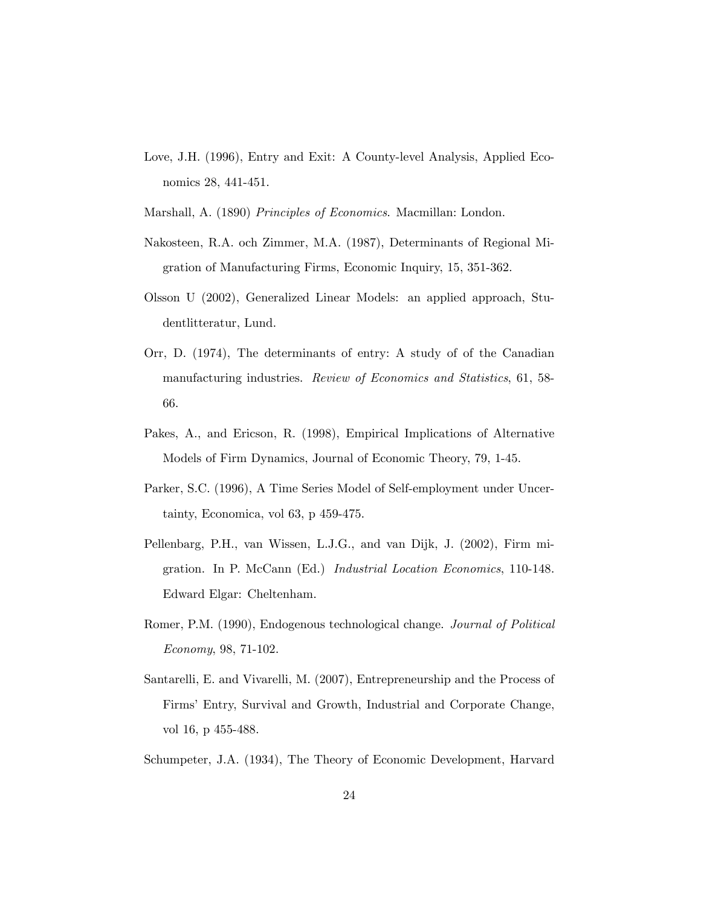Love, J.H. (1996), Entry and Exit: A County-level Analysis, Applied Economics 28, 441-451.

Marshall, A. (1890) *Principles of Economics*. Macmillan: London.

Nakosteen, R.A. och Zimmer, M.A. (1987), Determinants of Regional Migration of Manufacturing Firms, Economic Inquiry, 15, 351-362.

Olsson U (2002), Generalized Linear Models: an applied approach, Studentlitteratur, Lund.

Orr, D. (1974), The determinants of entry: A study of of the Canadian manufacturing industries. *Review of Economics and Statistics*, 61, 58-66.

Pakes, A., and Ericson, R. (1998), Empirical Implications of Alternative Models of Firm Dynamics, Journal of Economic Theory, 79, 1-45.

Parker, S.C. (1996), A Time Series Model of Self-employment under Uncertainty, Economica, vol 63, p 459-475.

Pellenbarg, P.H., van Wissen, L.J.G., and van Dijk, J. (2002), Firm migration. In P. McCann (Ed.) *Industrial Location Economics*, 110-148. Edward Elgar: Cheltenham.

Romer, P.M. (1990), Endogenous technological change. *Journal of Political Economy*, 98, 71-102.

Santarelli, E. and Vivarelli, M. (2007), Entrepreneurship and the Process of Firms' Entry, Survival and Growth, Industrial and Corporate Change, vol 16, p 455-488.

Schumpeter, J.A. (1934), The Theory of Economic Development, Harvard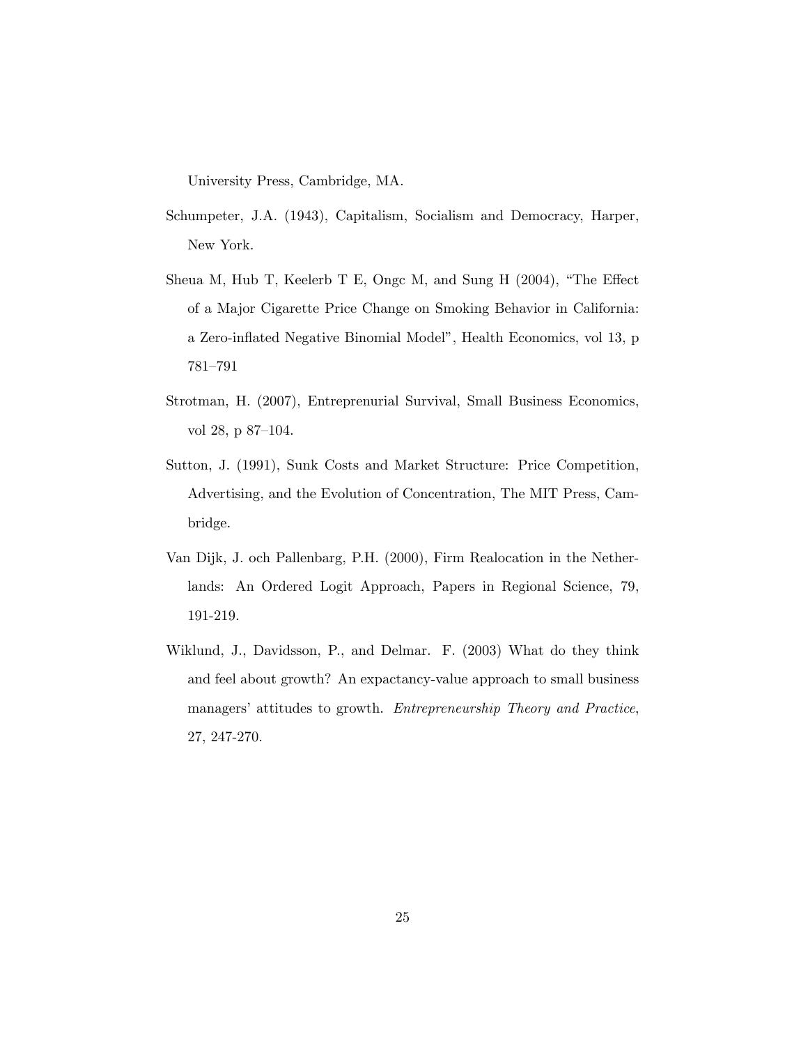University Press, Cambridge, MA.

Schumpeter, J.A. (1943), Capitalism, Socialism and Democracy, Harper, New York.

Sheua M, Hub T, Keelerb T E, Ongc M, and Sung H (2004), "The Effect of a Major Cigarette Price Change on Smoking Behavior in California: a Zero-inflated Negative Binomial Model", Health Economics, vol 13, p 781–791

Strotman, H. (2007), Entreprenurial Survival, Small Business Economics, vol 28, p 87–104.

Sutton, J. (1991), Sunk Costs and Market Structure: Price Competition, Advertising, and the Evolution of Concentration, The MIT Press, Cambridge.

Van Dijk, J. och Pallenbarg, P.H. (2000), Firm Realocation in the Netherlands: An Ordered Logit Approach, Papers in Regional Science, 79, 191-219.

Wiklund, J., Davidsson, P., and Delmar. F. (2003) What do they think and feel about growth? An expactancy-value approach to small business managers' attitudes to growth. *Entrepreneurship Theory and Practice*, 27, 247-270.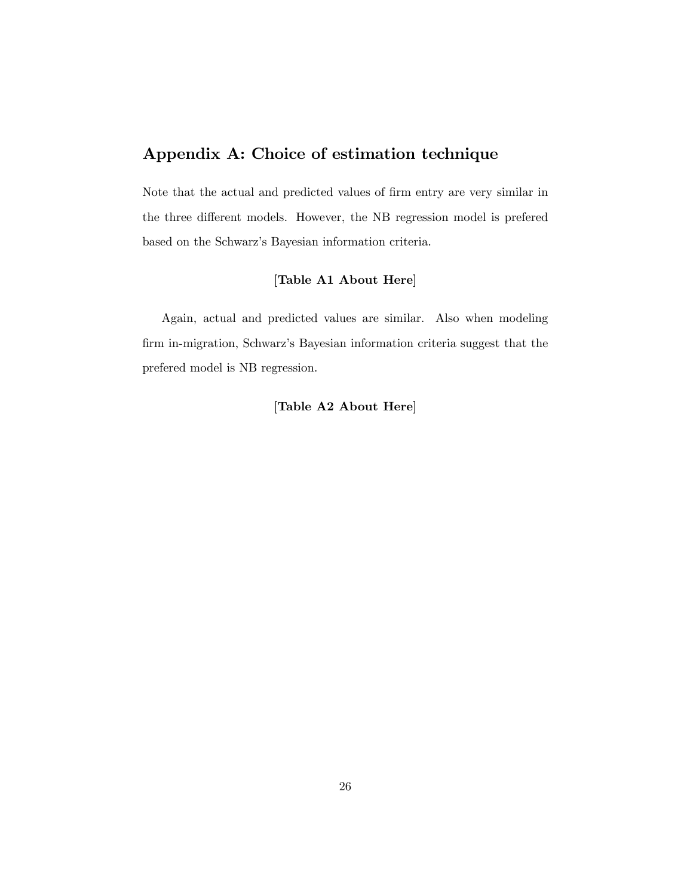## Appendix A: Choice of estimation technique

Note that the actual and predicted values of firm entry are very similar in the three different models. However, the NB regression model is prefered based on the Schwarz's Bayesian information criteria.

**[Table A1 About Here]**

Again, actual and predicted values are similar. Also when modeling firm in-migration, Schwarz's Bayesian information criteria suggest that the prefered model is NB regression.

**[Table A2 About Here]**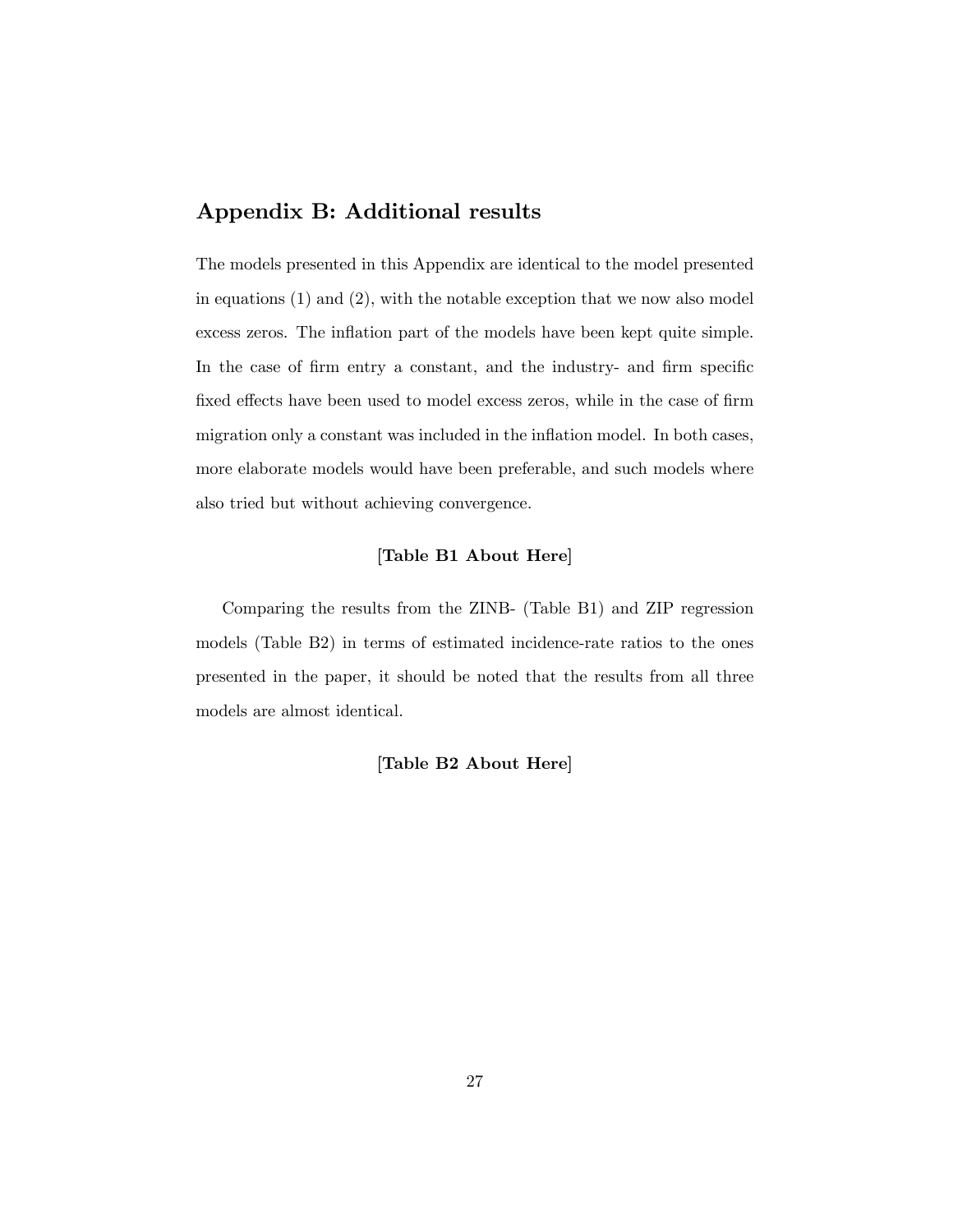## Appendix B: Additional results

The models presented in this Appendix are identical to the model presented in equations (1) and (2), with the notable exception that we now also model excess zeros. The inflation part of the models have been kept quite simple. In the case of firm entry a constant, and the industry- and firm specific fixed effects have been used to model excess zeros, while in the case of firm migration only a constant was included in the inflation model. In both cases, more elaborate models would have been preferable, and such models where also tried but without achieving convergence.

**[Table B1 About Here]**

Comparing the results from the ZINB- (Table B1) and ZIP regression models (Table B2) in terms of estimated incidence-rate ratios to the ones presented in the paper, it should be noted that the results from all three models are almost identical.

**[Table B2 About Here]**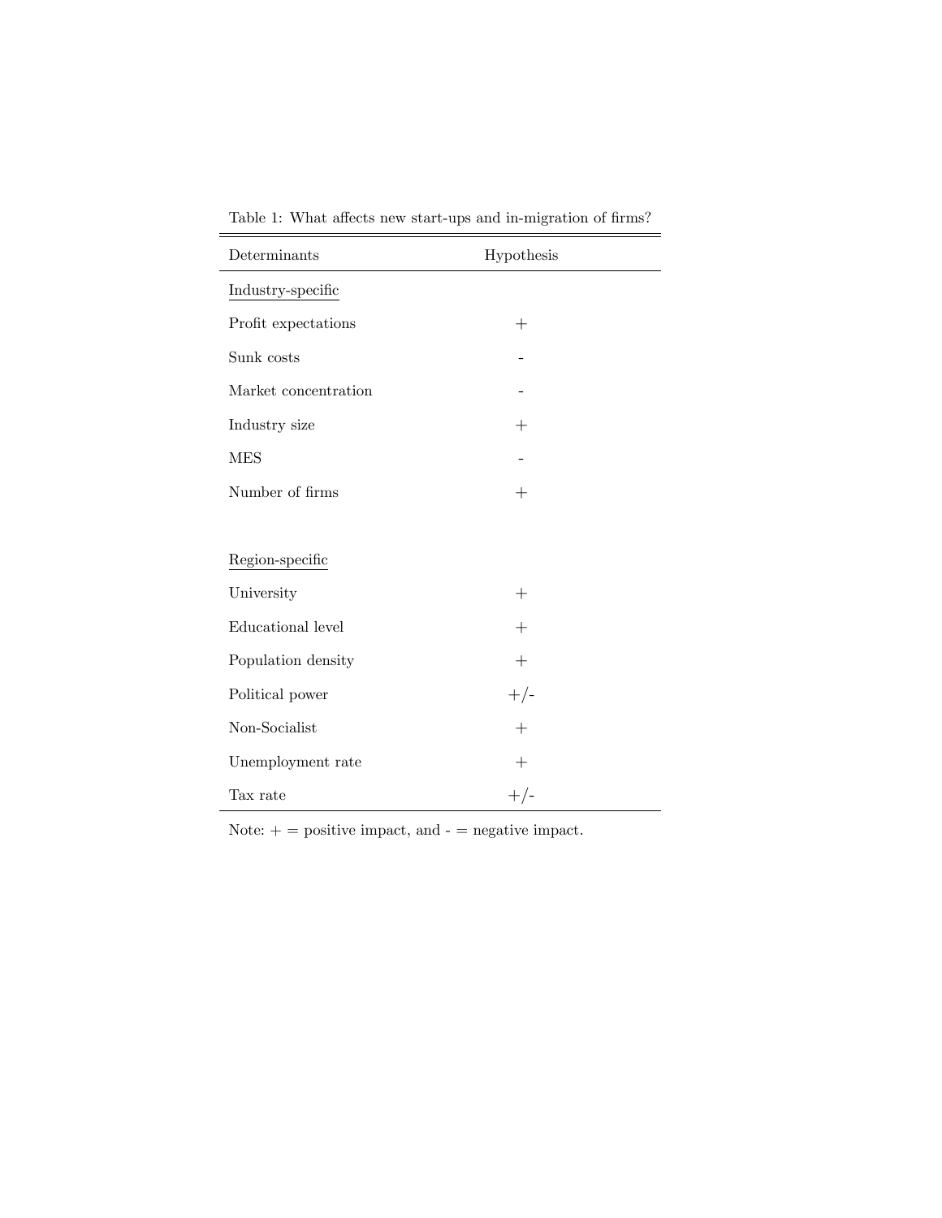Table 1: What affects new start-ups and in-migration of firms?

| Determinants | Hypothesis |
| --- | --- |
| Industry-specific | |
| Profit expectations | + |
| Sunk costs | - |
| Market concentration | - |
| Industry size | + |
| MES | - |
| Number of firms | + |
| | |
| Region-specific | |
| University | + |
| Educational level | + |
| Population density | + |
| Political power | +/- |
| Non-Socialist | + |
| Unemployment rate | + |
| Tax rate | +/- |

Note: + = positive impact, and - = negative impact.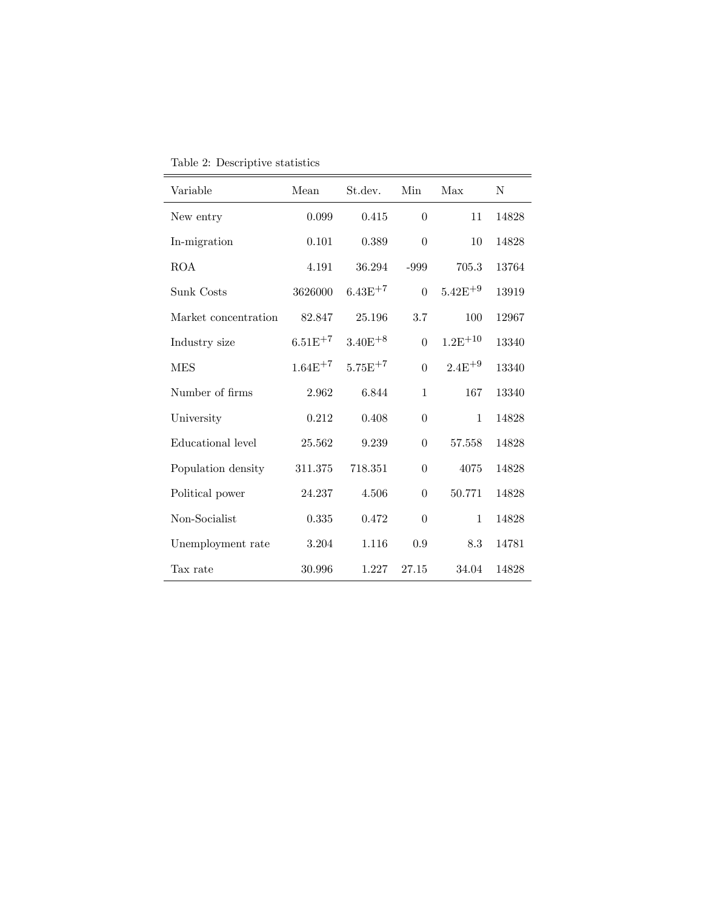Table 2: Descriptive statistics

| Variable | Mean | St.dev. | Min | Max | N |
|---|---|---|---|---|---|
| New entry | 0.099 | 0.415 | 0 | 11 | 14828 |
| In-migration | 0.101 | 0.389 | 0 | 10 | 14828 |
| ROA | 4.191 | 36.294 | -999 | 705.3 | 13764 |
| Sunk Costs | 3626000 | $6.43\text{E}^{+7}$ | 0 | $5.42\text{E}^{+9}$ | 13919 |
| Market concentration | 82.847 | 25.196 | 3.7 | 100 | 12967 |
| Industry size | $6.51\text{E}^{+7}$ | $3.40\text{E}^{+8}$ | 0 | $1.2\text{E}^{+10}$ | 13340 |
| MES | $1.64\text{E}^{+7}$ | $5.75\text{E}^{+7}$ | 0 | $2.4\text{E}^{+9}$ | 13340 |
| Number of firms | 2.962 | 6.844 | 1 | 167 | 13340 |
| University | 0.212 | 0.408 | 0 | 1 | 14828 |
| Educational level | 25.562 | 9.239 | 0 | 57.558 | 14828 |
| Population density | 311.375 | 718.351 | 0 | 4075 | 14828 |
| Political power | 24.237 | 4.506 | 0 | 50.771 | 14828 |
| Non-Socialist | 0.335 | 0.472 | 0 | 1 | 14828 |
| Unemployment rate | 3.204 | 1.116 | 0.9 | 8.3 | 14781 |
| Tax rate | 30.996 | 1.227 | 27.15 | 34.04 | 14828 |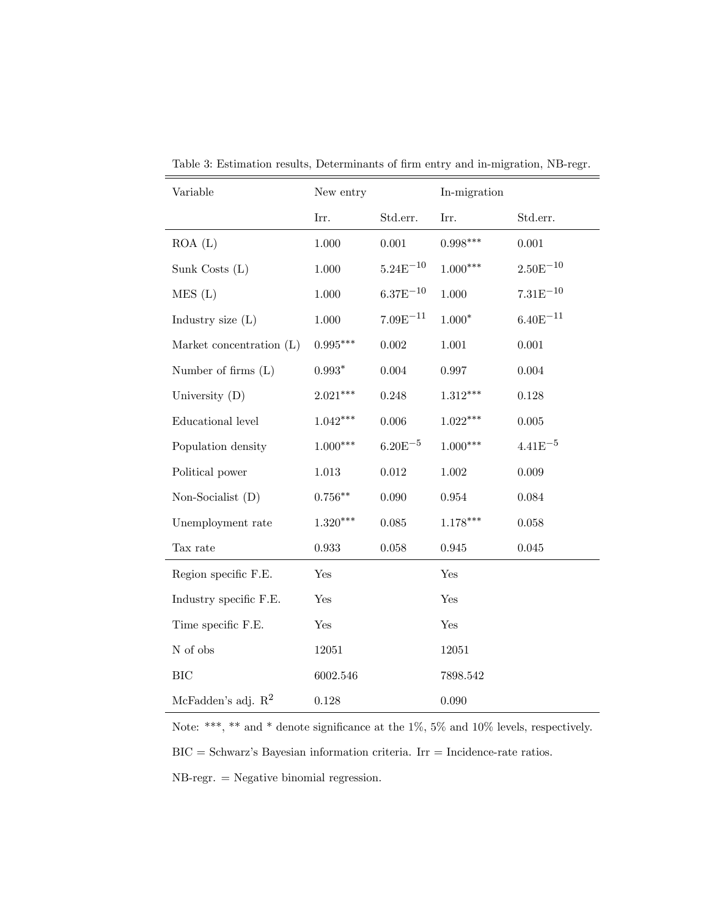Table 3: Estimation results, Determinants of firm entry and in-migration, NB-regr.

| Variable | New entry | | In-migration | |
|---|---|---|---|---|
| | Irr. | Std.err. | Irr. | Std.err. |
| ROA (L) | 1.000 | 0.001 | 0.998*** | 0.001 |
| Sunk Costs (L) | 1.000 | $5.24\text{E}^{-10}$ | 1.000*** | $2.50\text{E}^{-10}$ |
| MES (L) | 1.000 | $6.37\text{E}^{-10}$ | 1.000 | $7.31\text{E}^{-10}$ |
| Industry size (L) | 1.000 | $7.09\text{E}^{-11}$ | 1.000* | $6.40\text{E}^{-11}$ |
| Market concentration (L) | 0.995*** | 0.002 | 1.001 | 0.001 |
| Number of firms (L) | 0.993* | 0.004 | 0.997 | 0.004 |
| University (D) | 2.021*** | 0.248 | 1.312*** | 0.128 |
| Educational level | 1.042*** | 0.006 | 1.022*** | 0.005 |
| Population density | 1.000*** | $6.20\text{E}^{-5}$ | 1.000*** | $4.41\text{E}^{-5}$ |
| Political power | 1.013 | 0.012 | 1.002 | 0.009 |
| Non-Socialist (D) | 0.756** | 0.090 | 0.954 | 0.084 |
| Unemployment rate | 1.320*** | 0.085 | 1.178*** | 0.058 |
| Tax rate | 0.933 | 0.058 | 0.945 | 0.045 |
| Region specific F.E. | Yes | | Yes | |
| Industry specific F.E. | Yes | | Yes | |
| Time specific F.E. | Yes | | Yes | |
| N of obs | 12051 | | 12051 | |
| BIC | 6002.546 | | 7898.542 | |
| McFadden's adj. $R^2$ | 0.128 | | 0.090 | |

Note: ***, ** and * denote significance at the 1%, 5% and 10% levels, respectively.

BIC = Schwarz's Bayesian information criteria. Irr = Incidence-rate ratios.

NB-regr. = Negative binomial regression.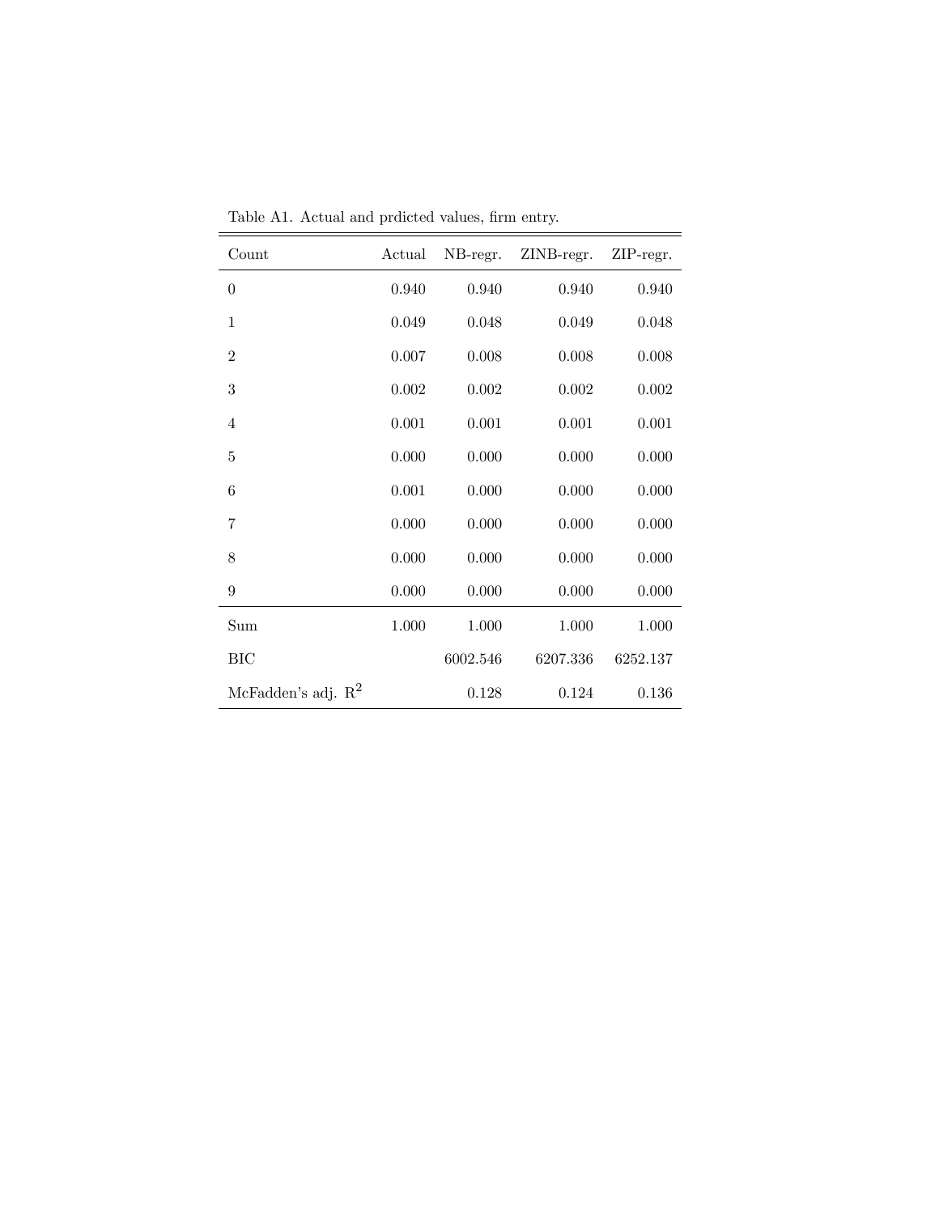Table A1. Actual and prdicted values, firm entry.

| Count | Actual | NB-regr. | ZINB-regr. | ZIP-regr. |
|---|---|---|---|---|
| 0 | 0.940 | 0.940 | 0.940 | 0.940 |
| 1 | 0.049 | 0.048 | 0.049 | 0.048 |
| 2 | 0.007 | 0.008 | 0.008 | 0.008 |
| 3 | 0.002 | 0.002 | 0.002 | 0.002 |
| 4 | 0.001 | 0.001 | 0.001 | 0.001 |
| 5 | 0.000 | 0.000 | 0.000 | 0.000 |
| 6 | 0.001 | 0.000 | 0.000 | 0.000 |
| 7 | 0.000 | 0.000 | 0.000 | 0.000 |
| 8 | 0.000 | 0.000 | 0.000 | 0.000 |
| 9 | 0.000 | 0.000 | 0.000 | 0.000 |
| Sum | 1.000 | 1.000 | 1.000 | 1.000 |
| BIC | | 6002.546 | 6207.336 | 6252.137 |
| McFadden's adj. $R^2$ | | 0.128 | 0.124 | 0.136 |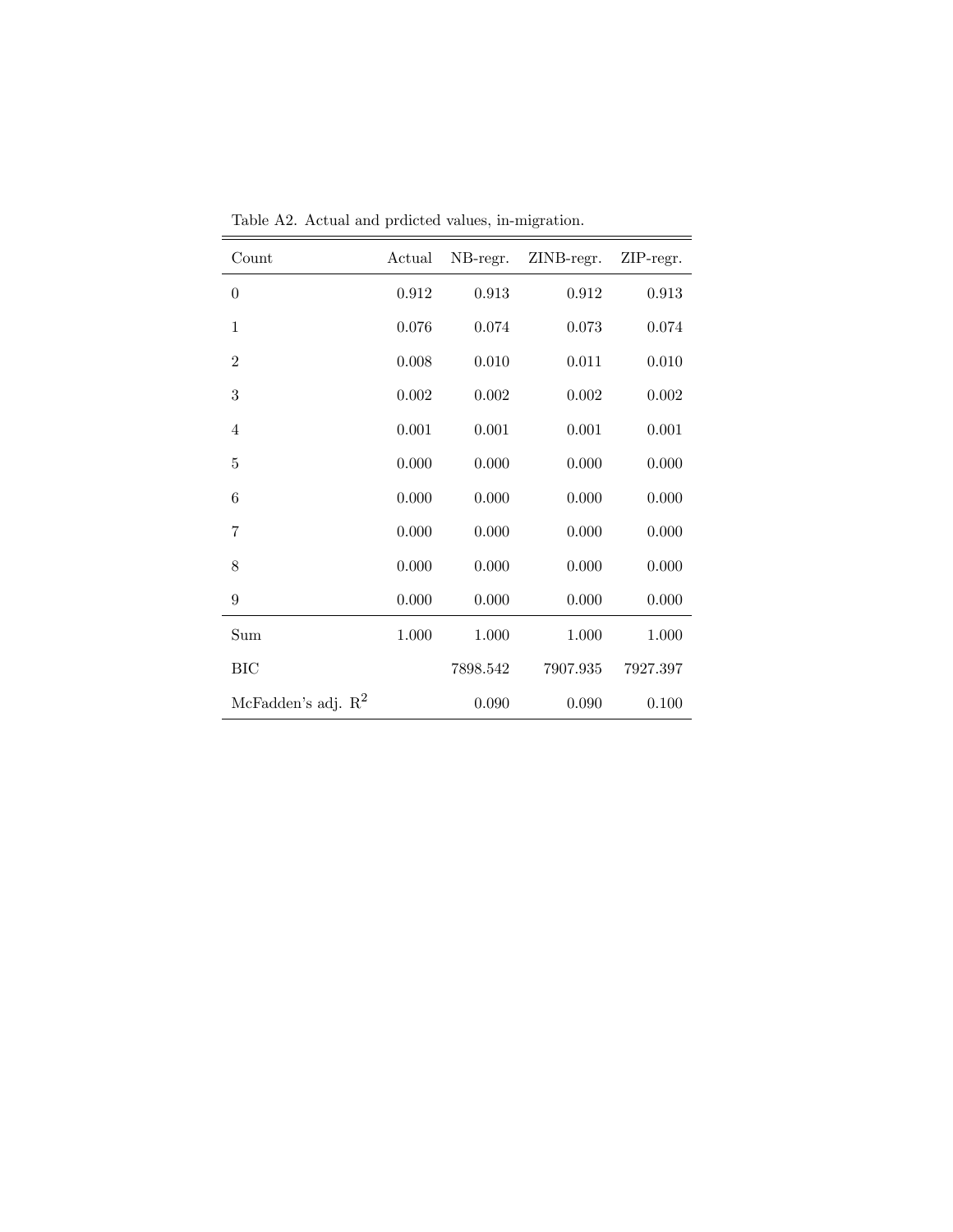Table A2. Actual and prdicted values, in-migration.

| Count | Actual | NB-regr. | ZINB-regr. | ZIP-regr. |
|---|---|---|---|---|
| 0 | 0.912 | 0.913 | 0.912 | 0.913 |
| 1 | 0.076 | 0.074 | 0.073 | 0.074 |
| 2 | 0.008 | 0.010 | 0.011 | 0.010 |
| 3 | 0.002 | 0.002 | 0.002 | 0.002 |
| 4 | 0.001 | 0.001 | 0.001 | 0.001 |
| 5 | 0.000 | 0.000 | 0.000 | 0.000 |
| 6 | 0.000 | 0.000 | 0.000 | 0.000 |
| 7 | 0.000 | 0.000 | 0.000 | 0.000 |
| 8 | 0.000 | 0.000 | 0.000 | 0.000 |
| 9 | 0.000 | 0.000 | 0.000 | 0.000 |
| Sum | 1.000 | 1.000 | 1.000 | 1.000 |
| BIC | | 7898.542 | 7907.935 | 7927.397 |
| McFadden's adj. $R^2$ | | 0.090 | 0.090 | 0.100 |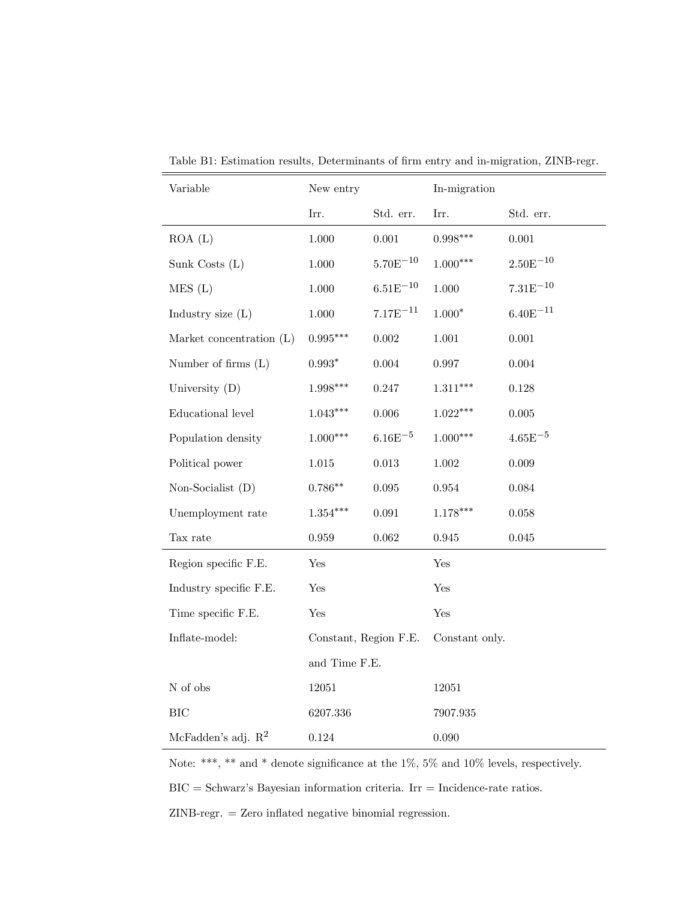Table B1: Estimation results, Determinants of firm entry and in-migration, ZINB-regr.

| Variable | New entry | | In-migration | |
|---|---|---|---|---|
| | Irr. | Std. err. | Irr. | Std. err. |
| ROA (L) | 1.000 | 0.001 | 0.998*** | 0.001 |
| Sunk Costs (L) | 1.000 | $5.70\text{E}^{-10}$ | 1.000*** | $2.50\text{E}^{-10}$ |
| MES (L) | 1.000 | $6.51\text{E}^{-10}$ | 1.000 | $7.31\text{E}^{-10}$ |
| Industry size (L) | 1.000 | $7.17\text{E}^{-11}$ | 1.000* | $6.40\text{E}^{-11}$ |
| Market concentration (L) | 0.995*** | 0.002 | 1.001 | 0.001 |
| Number of firms (L) | 0.993* | 0.004 | 0.997 | 0.004 |
| University (D) | 1.998*** | 0.247 | 1.311*** | 0.128 |
| Educational level | 1.043*** | 0.006 | 1.022*** | 0.005 |
| Population density | 1.000*** | $6.16\text{E}^{-5}$ | 1.000*** | $4.65\text{E}^{-5}$ |
| Political power | 1.015 | 0.013 | 1.002 | 0.009 |
| Non-Socialist (D) | 0.786** | 0.095 | 0.954 | 0.084 |
| Unemployment rate | 1.354*** | 0.091 | 1.178*** | 0.058 |
| Tax rate | 0.959 | 0.062 | 0.945 | 0.045 |
| Region specific F.E. | Yes | | Yes | |
| Industry specific F.E. | Yes | | Yes | |
| Time specific F.E. | Yes | | Yes | |
| Inflate-model: | Constant, Region F.E. and Time F.E. | | Constant only. | |
| N of obs | 12051 | | 12051 | |
| BIC | 6207.336 | | 7907.935 | |
| McFadden's adj. $R^2$ | 0.124 | | 0.090 | |

Note: ***, ** and * denote significance at the 1%, 5% and 10% levels, respectively.

BIC = Schwarz's Bayesian information criteria. Irr = Incidence-rate ratios.

ZINB-regr. = Zero inflated negative binomial regression.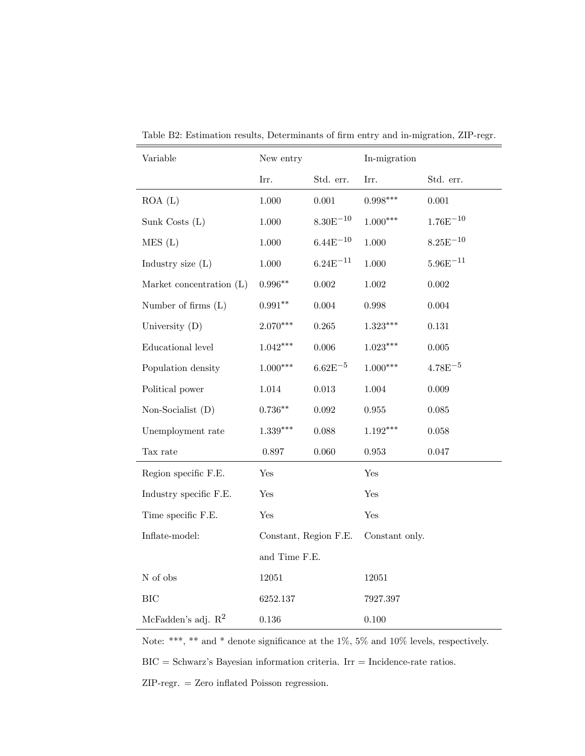Table B2: Estimation results, Determinants of firm entry and in-migration, ZIP-regr.

| Variable | New entry | | In-migration | |
|---|---|---|---|---|
| | Irr. | Std. err. | Irr. | Std. err. |
| ROA (L) | 1.000 | 0.001 | 0.998*** | 0.001 |
| Sunk Costs (L) | 1.000 | $8.30\text{E}^{-10}$ | 1.000*** | $1.76\text{E}^{-10}$ |
| MES (L) | 1.000 | $6.44\text{E}^{-10}$ | 1.000 | $8.25\text{E}^{-10}$ |
| Industry size (L) | 1.000 | $6.24\text{E}^{-11}$ | 1.000 | $5.96\text{E}^{-11}$ |
| Market concentration (L) | 0.996** | 0.002 | 1.002 | 0.002 |
| Number of firms (L) | 0.991** | 0.004 | 0.998 | 0.004 |
| University (D) | 2.070*** | 0.265 | 1.323*** | 0.131 |
| Educational level | 1.042*** | 0.006 | 1.023*** | 0.005 |
| Population density | 1.000*** | $6.62\text{E}^{-5}$ | 1.000*** | $4.78\text{E}^{-5}$ |
| Political power | 1.014 | 0.013 | 1.004 | 0.009 |
| Non-Socialist (D) | 0.736** | 0.092 | 0.955 | 0.085 |
| Unemployment rate | 1.339*** | 0.088 | 1.192*** | 0.058 |
| Tax rate | 0.897 | 0.060 | 0.953 | 0.047 |
| Region specific F.E. | Yes | | Yes | |
| Industry specific F.E. | Yes | | Yes | |
| Time specific F.E. | Yes | | Yes | |
| Inflate-model: | Constant, Region F.E. and Time F.E. | | Constant only. | |
| N of obs | 12051 | | 12051 | |
| BIC | 6252.137 | | 7927.397 | |
| McFadden's adj. $R^2$ | 0.136 | | 0.100 | |

Note: ***, ** and * denote significance at the 1%, 5% and 10% levels, respectively.

BIC = Schwarz's Bayesian information criteria. Irr = Incidence-rate ratios.

ZIP-regr. = Zero inflated Poisson regression.